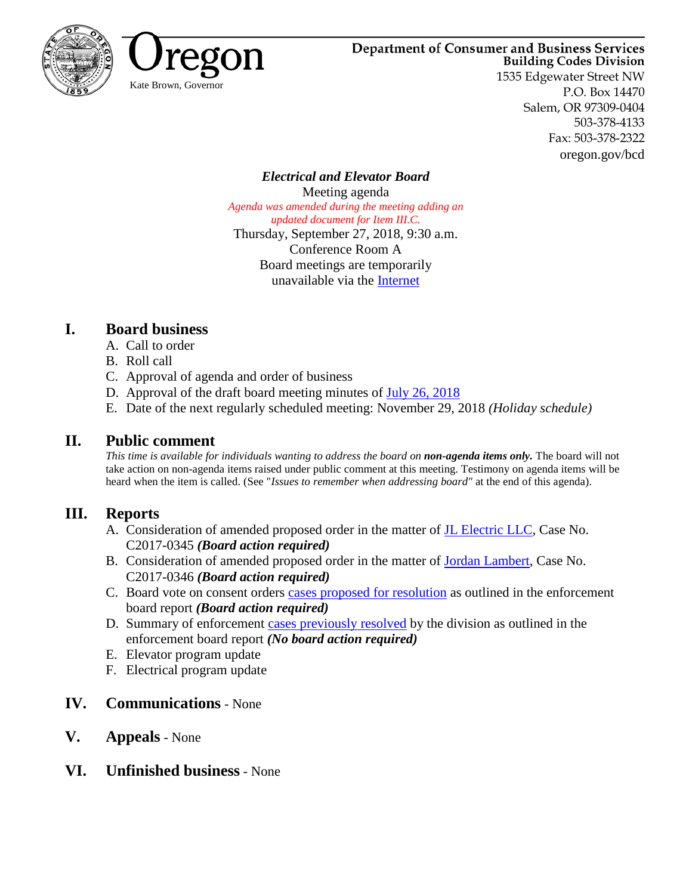Oregon

Kate Brown, Governor

Department of Consumer and Business Services
Building Codes Division
1535 Edgewater Street NW
P.O. Box 14470
Salem, OR 97309-0404
503-378-4133
Fax: 503-378-2322
oregon.gov/bcd

***Electrical and Elevator Board***

Meeting agenda

*Agenda was amended during the meeting adding an updated document for Item III.C.*

Thursday, September 27, 2018, 9:30 a.m.
Conference Room A
Board meetings are temporarily unavailable via the Internet

## I. Board business

A. Call to order
B. Roll call
C. Approval of agenda and order of business
D. Approval of the draft board meeting minutes of July 26, 2018
E. Date of the next regularly scheduled meeting: November 29, 2018 *(Holiday schedule)*

## II. Public comment

*This time is available for individuals wanting to address the board on* ***non-agenda items only.*** The board will not take action on non-agenda items raised under public comment at this meeting. Testimony on agenda items will be heard when the item is called. (See "*Issues to remember when addressing board"* at the end of this agenda).

## III. Reports

A. Consideration of amended proposed order in the matter of JL Electric LLC, Case No. C2017-0345 ***(Board action required)***
B. Consideration of amended proposed order in the matter of Jordan Lambert, Case No. C2017-0346 ***(Board action required)***
C. Board vote on consent orders cases proposed for resolution as outlined in the enforcement board report ***(Board action required)***
D. Summary of enforcement cases previously resolved by the division as outlined in the enforcement board report ***(No board action required)***
E. Elevator program update
F. Electrical program update

## IV. Communications - None

## V. Appeals - None

## VI. Unfinished business - None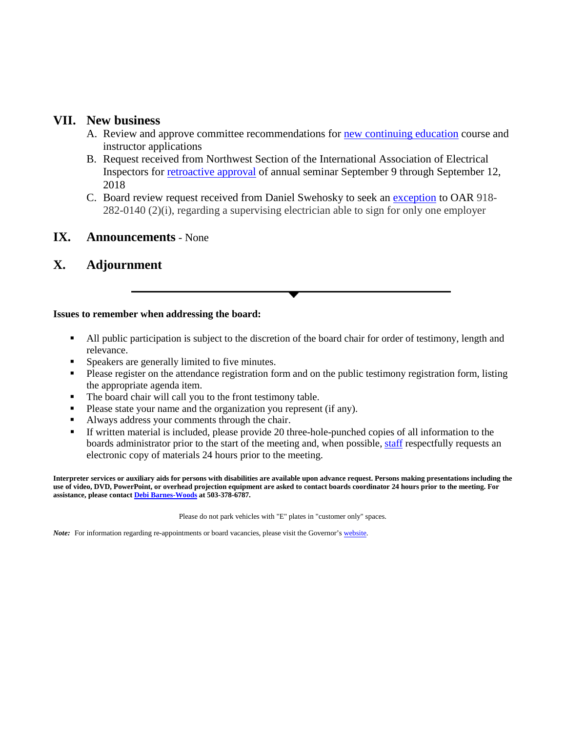## VII. New business

A. Review and approve committee recommendations for new continuing education course and instructor applications

B. Request received from Northwest Section of the International Association of Electrical Inspectors for retroactive approval of annual seminar September 9 through September 12, 2018

C. Board review request received from Daniel Swehosky to seek an exception to OAR 918-282-0140 (2)(i), regarding a supervising electrician able to sign for only one employer

## IX. Announcements - None

## X. Adjournment

---

**Issues to remember when addressing the board:**

- All public participation is subject to the discretion of the board chair for order of testimony, length and relevance.
- Speakers are generally limited to five minutes.
- Please register on the attendance registration form and on the public testimony registration form, listing the appropriate agenda item.
- The board chair will call you to the front testimony table.
- Please state your name and the organization you represent (if any).
- Always address your comments through the chair.
- If written material is included, please provide 20 three-hole-punched copies of all information to the boards administrator prior to the start of the meeting and, when possible, staff respectfully requests an electronic copy of materials 24 hours prior to the meeting.

**Interpreter services or auxiliary aids for persons with disabilities are available upon advance request. Persons making presentations including the use of video, DVD, PowerPoint, or overhead projection equipment are asked to contact boards coordinator 24 hours prior to the meeting. For assistance, please contact Debi Barnes-Woods at 503-378-6787.**

Please do not park vehicles with "E" plates in "customer only" spaces.

*Note:* For information regarding re-appointments or board vacancies, please visit the Governor's website.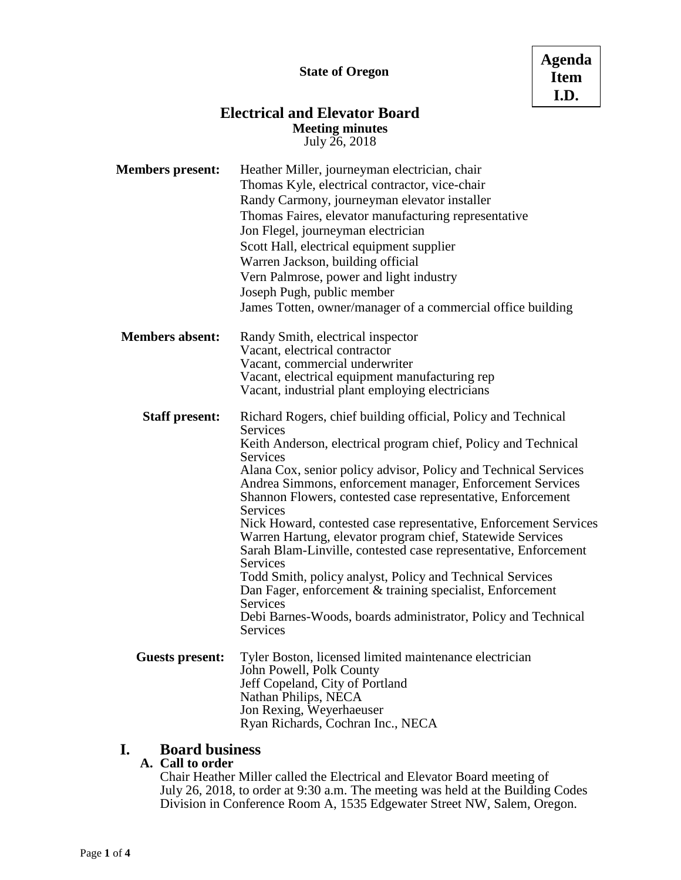**Agenda Item I.D.**

**State of Oregon**

# Electrical and Elevator Board

**Meeting minutes**

July 26, 2018

**Members present:**
Heather Miller, journeyman electrician, chair
Thomas Kyle, electrical contractor, vice-chair
Randy Carmony, journeyman elevator installer
Thomas Faires, elevator manufacturing representative
Jon Flegel, journeyman electrician
Scott Hall, electrical equipment supplier
Warren Jackson, building official
Vern Palmrose, power and light industry
Joseph Pugh, public member
James Totten, owner/manager of a commercial office building

**Members absent:**
Randy Smith, electrical inspector
Vacant, electrical contractor
Vacant, commercial underwriter
Vacant, electrical equipment manufacturing rep
Vacant, industrial plant employing electricians

**Staff present:**
Richard Rogers, chief building official, Policy and Technical Services
Keith Anderson, electrical program chief, Policy and Technical Services
Alana Cox, senior policy advisor, Policy and Technical Services
Andrea Simmons, enforcement manager, Enforcement Services
Shannon Flowers, contested case representative, Enforcement Services
Nick Howard, contested case representative, Enforcement Services
Warren Hartung, elevator program chief, Statewide Services
Sarah Blam-Linville, contested case representative, Enforcement Services
Todd Smith, policy analyst, Policy and Technical Services
Dan Fager, enforcement & training specialist, Enforcement Services
Debi Barnes-Woods, boards administrator, Policy and Technical Services

**Guests present:**
Tyler Boston, licensed limited maintenance electrician
John Powell, Polk County
Jeff Copeland, City of Portland
Nathan Philips, NECA
Jon Rexing, Weyerhaeuser
Ryan Richards, Cochran Inc., NECA

## I. Board business

### A. Call to order

Chair Heather Miller called the Electrical and Elevator Board meeting of July 26, 2018, to order at 9:30 a.m. The meeting was held at the Building Codes Division in Conference Room A, 1535 Edgewater Street NW, Salem, Oregon.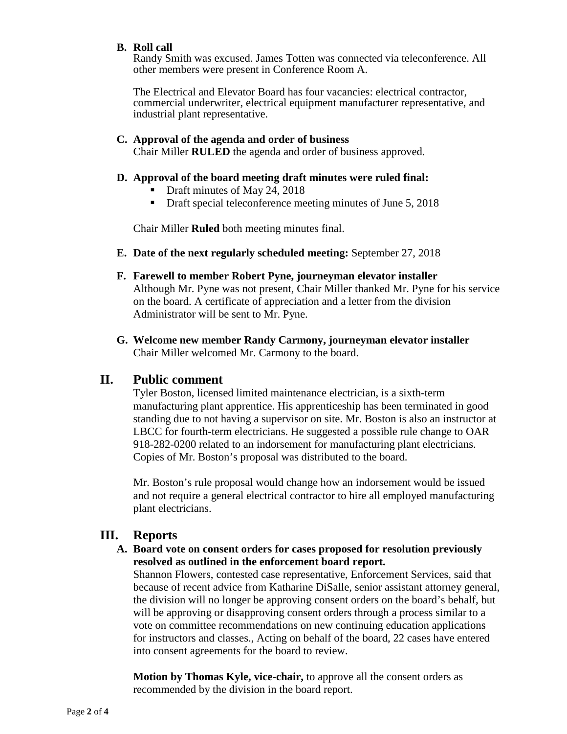**B. Roll call**

Randy Smith was excused. James Totten was connected via teleconference. All other members were present in Conference Room A.

The Electrical and Elevator Board has four vacancies: electrical contractor, commercial underwriter, electrical equipment manufacturer representative, and industrial plant representative.

**C. Approval of the agenda and order of business**

Chair Miller **RULED** the agenda and order of business approved.

**D. Approval of the board meeting draft minutes were ruled final:**

- Draft minutes of May 24, 2018
- Draft special teleconference meeting minutes of June 5, 2018

Chair Miller **Ruled** both meeting minutes final.

**E. Date of the next regularly scheduled meeting:** September 27, 2018

**F. Farewell to member Robert Pyne, journeyman elevator installer**

Although Mr. Pyne was not present, Chair Miller thanked Mr. Pyne for his service on the board. A certificate of appreciation and a letter from the division Administrator will be sent to Mr. Pyne.

**G. Welcome new member Randy Carmony, journeyman elevator installer**

Chair Miller welcomed Mr. Carmony to the board.

## II. Public comment

Tyler Boston, licensed limited maintenance electrician, is a sixth-term manufacturing plant apprentice. His apprenticeship has been terminated in good standing due to not having a supervisor on site. Mr. Boston is also an instructor at LBCC for fourth-term electricians. He suggested a possible rule change to OAR 918-282-0200 related to an indorsement for manufacturing plant electricians. Copies of Mr. Boston's proposal was distributed to the board.

Mr. Boston's rule proposal would change how an indorsement would be issued and not require a general electrical contractor to hire all employed manufacturing plant electricians.

## III. Reports

**A. Board vote on consent orders for cases proposed for resolution previously resolved as outlined in the enforcement board report.**

Shannon Flowers, contested case representative, Enforcement Services, said that because of recent advice from Katharine DiSalle, senior assistant attorney general, the division will no longer be approving consent orders on the board's behalf, but will be approving or disapproving consent orders through a process similar to a vote on committee recommendations on new continuing education applications for instructors and classes., Acting on behalf of the board, 22 cases have entered into consent agreements for the board to review.

**Motion by Thomas Kyle, vice-chair,** to approve all the consent orders as recommended by the division in the board report.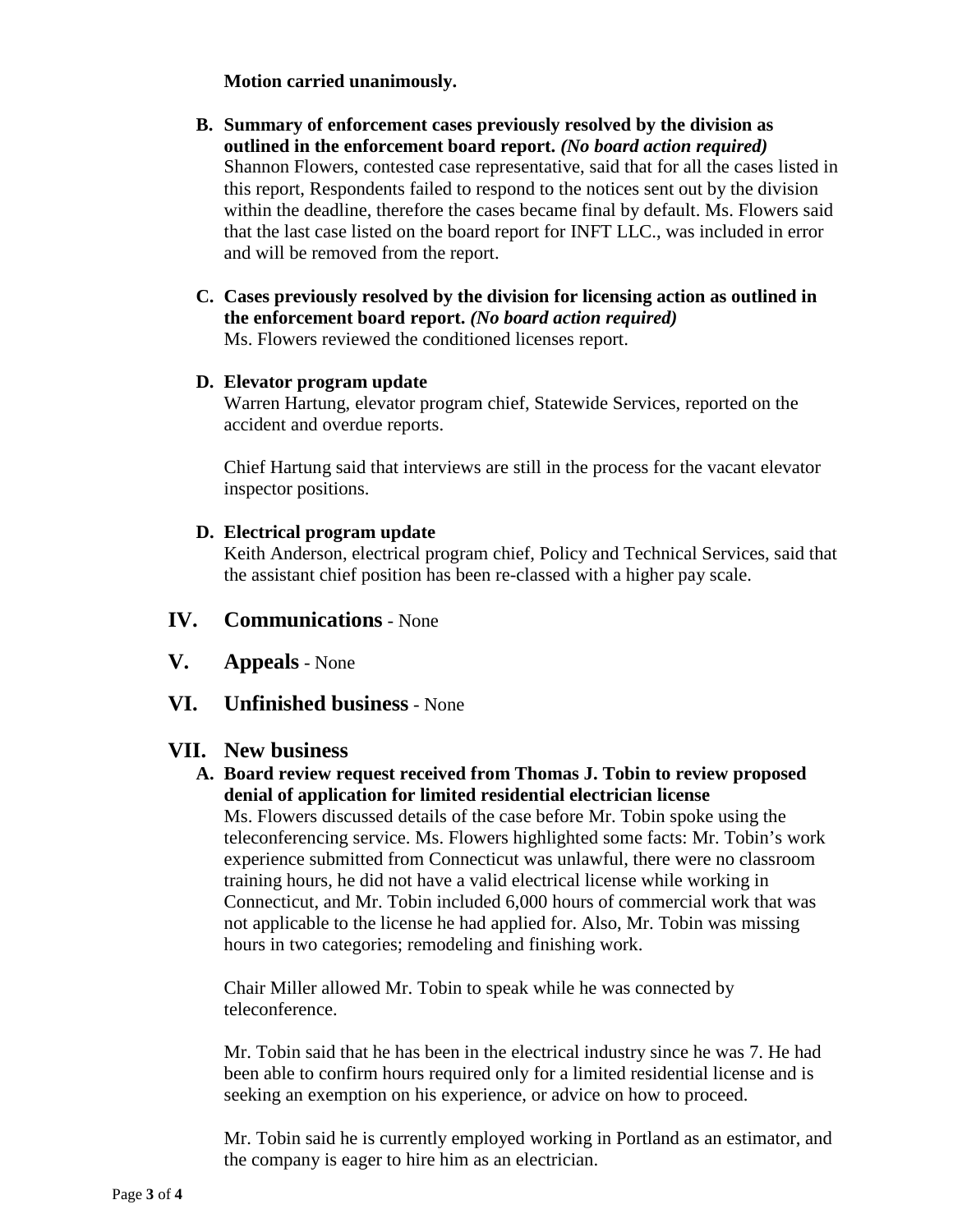**Motion carried unanimously.**

**B. Summary of enforcement cases previously resolved by the division as outlined in the enforcement board report.** ***(No board action required)***
Shannon Flowers, contested case representative, said that for all the cases listed in this report, Respondents failed to respond to the notices sent out by the division within the deadline, therefore the cases became final by default. Ms. Flowers said that the last case listed on the board report for INFT LLC., was included in error and will be removed from the report.

**C. Cases previously resolved by the division for licensing action as outlined in the enforcement board report.** ***(No board action required)***
Ms. Flowers reviewed the conditioned licenses report.

**D. Elevator program update**
Warren Hartung, elevator program chief, Statewide Services, reported on the accident and overdue reports.

Chief Hartung said that interviews are still in the process for the vacant elevator inspector positions.

**D. Electrical program update**
Keith Anderson, electrical program chief, Policy and Technical Services, said that the assistant chief position has been re-classed with a higher pay scale.

## IV. Communications - None

## V. Appeals - None

## VI. Unfinished business - None

## VII. New business

**A. Board review request received from Thomas J. Tobin to review proposed denial of application for limited residential electrician license**
Ms. Flowers discussed details of the case before Mr. Tobin spoke using the teleconferencing service. Ms. Flowers highlighted some facts: Mr. Tobin's work experience submitted from Connecticut was unlawful, there were no classroom training hours, he did not have a valid electrical license while working in Connecticut, and Mr. Tobin included 6,000 hours of commercial work that was not applicable to the license he had applied for. Also, Mr. Tobin was missing hours in two categories; remodeling and finishing work.

Chair Miller allowed Mr. Tobin to speak while he was connected by teleconference.

Mr. Tobin said that he has been in the electrical industry since he was 7. He had been able to confirm hours required only for a limited residential license and is seeking an exemption on his experience, or advice on how to proceed.

Mr. Tobin said he is currently employed working in Portland as an estimator, and the company is eager to hire him as an electrician.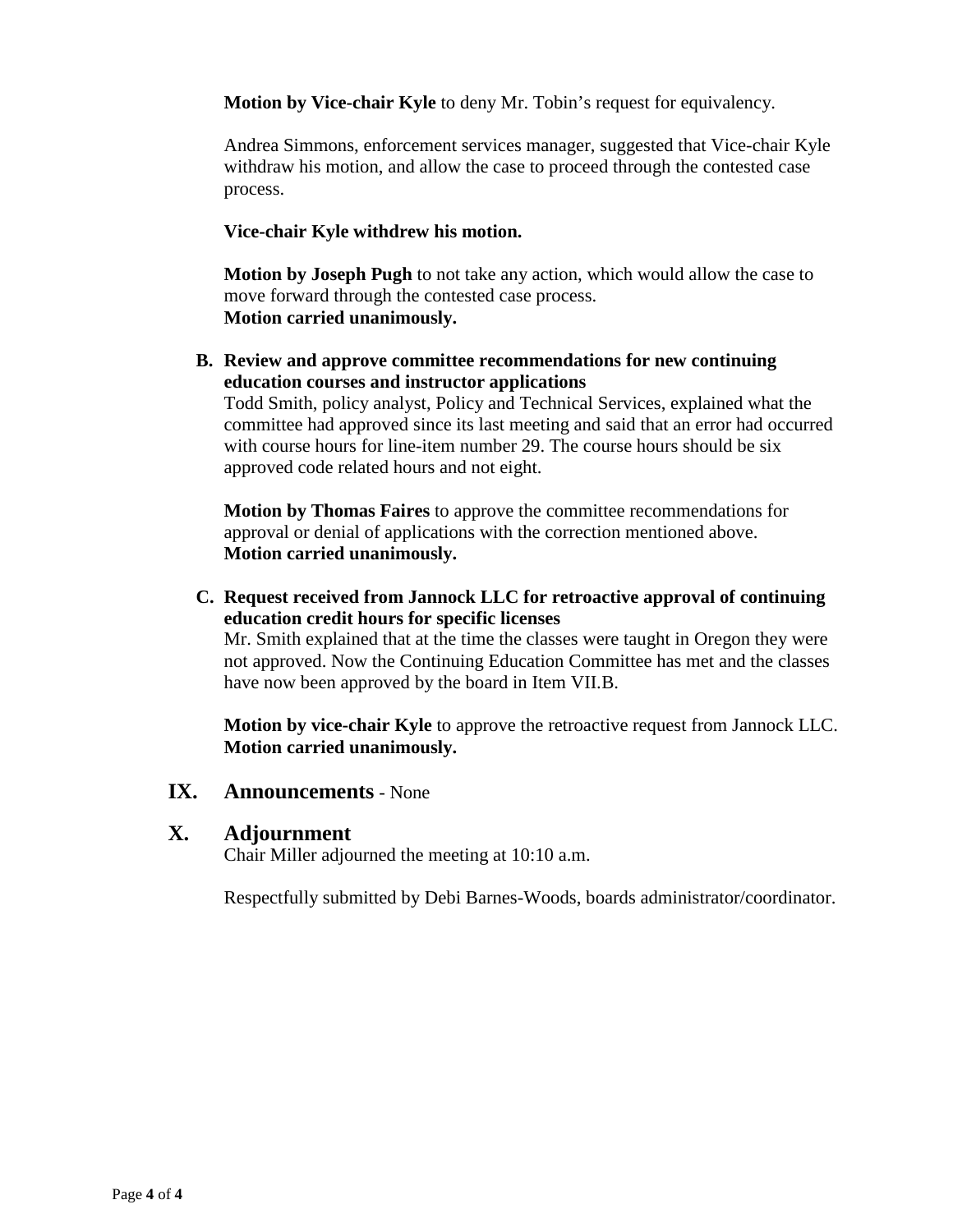**Motion by Vice-chair Kyle** to deny Mr. Tobin's request for equivalency.

Andrea Simmons, enforcement services manager, suggested that Vice-chair Kyle withdraw his motion, and allow the case to proceed through the contested case process.

**Vice-chair Kyle withdrew his motion.**

**Motion by Joseph Pugh** to not take any action, which would allow the case to move forward through the contested case process.
**Motion carried unanimously.**

**B. Review and approve committee recommendations for new continuing education courses and instructor applications**

Todd Smith, policy analyst, Policy and Technical Services, explained what the committee had approved since its last meeting and said that an error had occurred with course hours for line-item number 29. The course hours should be six approved code related hours and not eight.

**Motion by Thomas Faires** to approve the committee recommendations for approval or denial of applications with the correction mentioned above.
**Motion carried unanimously.**

**C. Request received from Jannock LLC for retroactive approval of continuing education credit hours for specific licenses**

Mr. Smith explained that at the time the classes were taught in Oregon they were not approved. Now the Continuing Education Committee has met and the classes have now been approved by the board in Item VII.B.

**Motion by vice-chair Kyle** to approve the retroactive request from Jannock LLC.
**Motion carried unanimously.**

## IX. Announcements - None

## X. Adjournment

Chair Miller adjourned the meeting at 10:10 a.m.

Respectfully submitted by Debi Barnes-Woods, boards administrator/coordinator.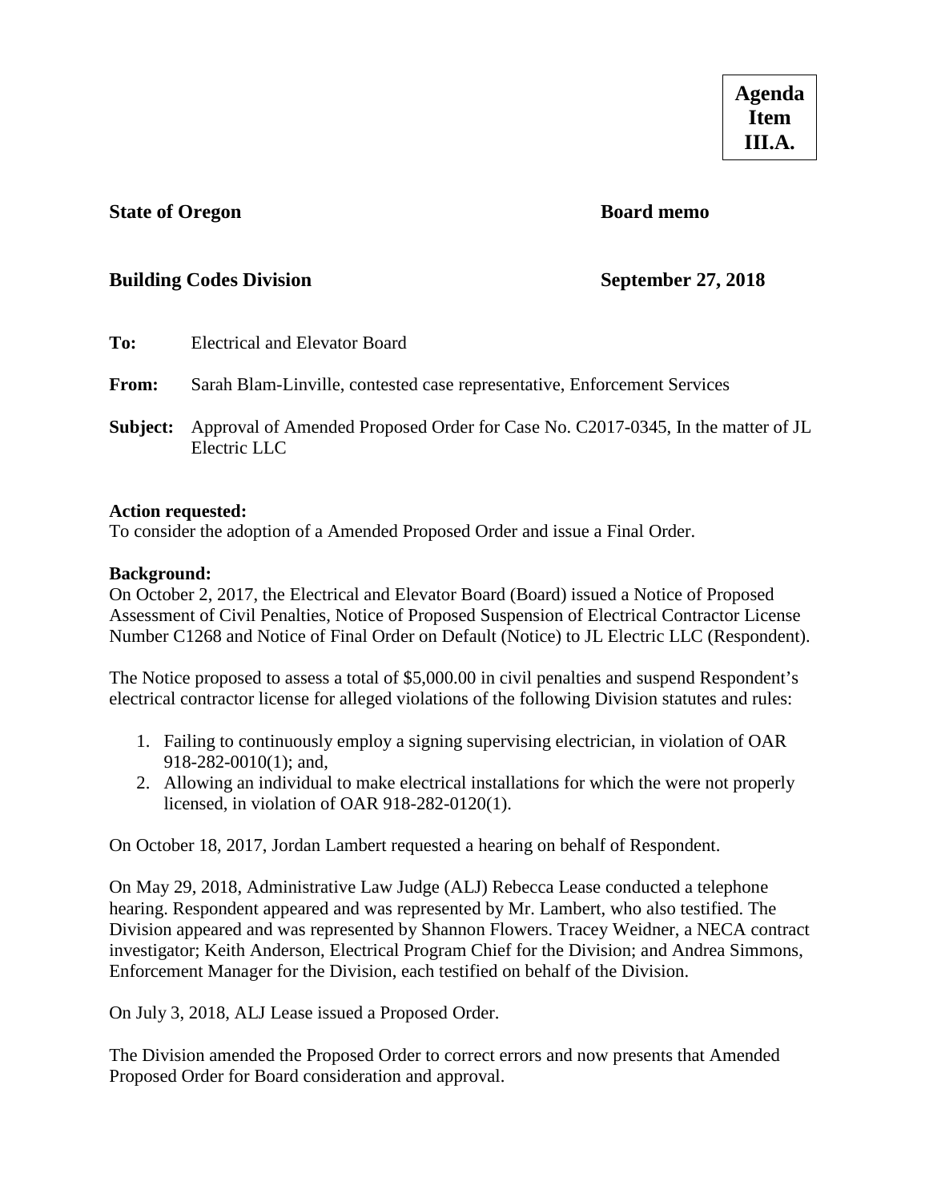**Agenda Item III.A.**

**State of Oregon** **Board memo**

**Building Codes Division** **September 27, 2018**

**To:** Electrical and Elevator Board

**From:** Sarah Blam-Linville, contested case representative, Enforcement Services

**Subject:** Approval of Amended Proposed Order for Case No. C2017-0345, In the matter of JL Electric LLC

**Action requested:**
To consider the adoption of a Amended Proposed Order and issue a Final Order.

**Background:**
On October 2, 2017, the Electrical and Elevator Board (Board) issued a Notice of Proposed Assessment of Civil Penalties, Notice of Proposed Suspension of Electrical Contractor License Number C1268 and Notice of Final Order on Default (Notice) to JL Electric LLC (Respondent).

The Notice proposed to assess a total of $5,000.00 in civil penalties and suspend Respondent's electrical contractor license for alleged violations of the following Division statutes and rules:

1. Failing to continuously employ a signing supervising electrician, in violation of OAR 918-282-0010(1); and,
2. Allowing an individual to make electrical installations for which the were not properly licensed, in violation of OAR 918-282-0120(1).

On October 18, 2017, Jordan Lambert requested a hearing on behalf of Respondent.

On May 29, 2018, Administrative Law Judge (ALJ) Rebecca Lease conducted a telephone hearing. Respondent appeared and was represented by Mr. Lambert, who also testified. The Division appeared and was represented by Shannon Flowers. Tracey Weidner, a NECA contract investigator; Keith Anderson, Electrical Program Chief for the Division; and Andrea Simmons, Enforcement Manager for the Division, each testified on behalf of the Division.

On July 3, 2018, ALJ Lease issued a Proposed Order.

The Division amended the Proposed Order to correct errors and now presents that Amended Proposed Order for Board consideration and approval.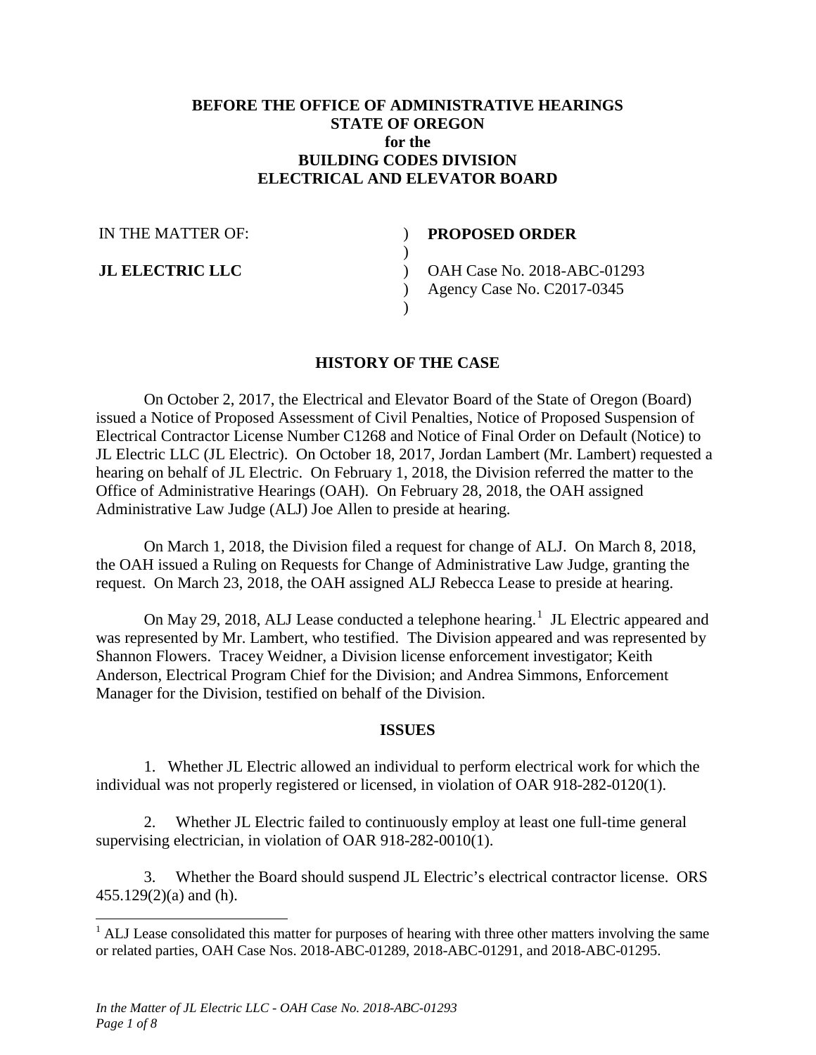**BEFORE THE OFFICE OF ADMINISTRATIVE HEARINGS**
**STATE OF OREGON**
**for the**
**BUILDING CODES DIVISION**
**ELECTRICAL AND ELEVATOR BOARD**

| | | |
|---|---|---|
| IN THE MATTER OF: | ) | **PROPOSED ORDER** |
| | ) | |
| **JL ELECTRIC LLC** | ) | OAH Case No. 2018-ABC-01293 |
| | ) | Agency Case No. C2017-0345 |
| | ) | |

## HISTORY OF THE CASE

On October 2, 2017, the Electrical and Elevator Board of the State of Oregon (Board) issued a Notice of Proposed Assessment of Civil Penalties, Notice of Proposed Suspension of Electrical Contractor License Number C1268 and Notice of Final Order on Default (Notice) to JL Electric LLC (JL Electric). On October 18, 2017, Jordan Lambert (Mr. Lambert) requested a hearing on behalf of JL Electric. On February 1, 2018, the Division referred the matter to the Office of Administrative Hearings (OAH). On February 28, 2018, the OAH assigned Administrative Law Judge (ALJ) Joe Allen to preside at hearing.

On March 1, 2018, the Division filed a request for change of ALJ. On March 8, 2018, the OAH issued a Ruling on Requests for Change of Administrative Law Judge, granting the request. On March 23, 2018, the OAH assigned ALJ Rebecca Lease to preside at hearing.

On May 29, 2018, ALJ Lease conducted a telephone hearing.[1] JL Electric appeared and was represented by Mr. Lambert, who testified. The Division appeared and was represented by Shannon Flowers. Tracey Weidner, a Division license enforcement investigator; Keith Anderson, Electrical Program Chief for the Division; and Andrea Simmons, Enforcement Manager for the Division, testified on behalf of the Division.

## ISSUES

1. Whether JL Electric allowed an individual to perform electrical work for which the individual was not properly registered or licensed, in violation of OAR 918-282-0120(1).

2. Whether JL Electric failed to continuously employ at least one full-time general supervising electrician, in violation of OAR 918-282-0010(1).

3. Whether the Board should suspend JL Electric's electrical contractor license. ORS 455.129(2)(a) and (h).

[1] ALJ Lease consolidated this matter for purposes of hearing with three other matters involving the same or related parties, OAH Case Nos. 2018-ABC-01289, 2018-ABC-01291, and 2018-ABC-01295.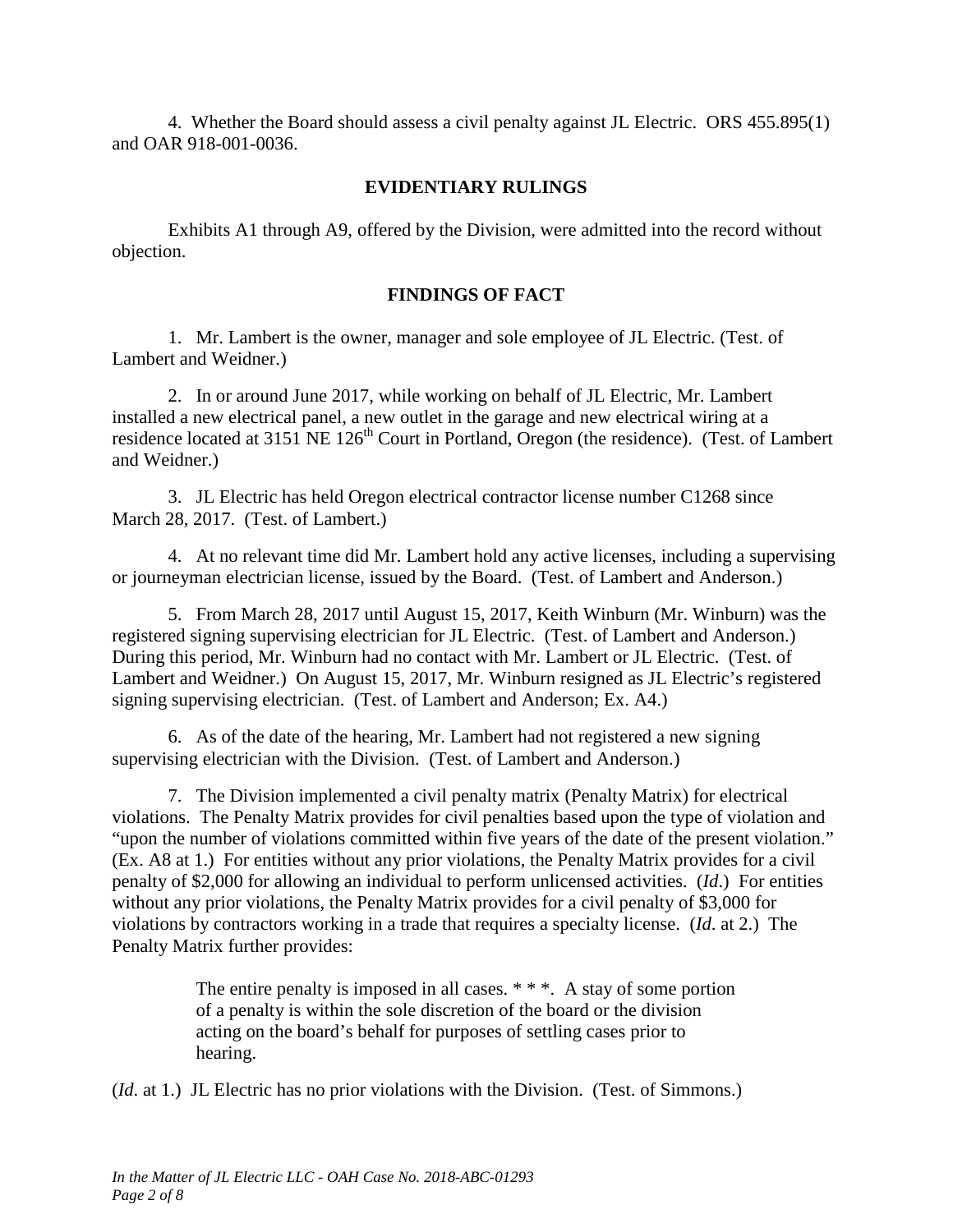4. Whether the Board should assess a civil penalty against JL Electric. ORS 455.895(1) and OAR 918-001-0036.

## EVIDENTIARY RULINGS

Exhibits A1 through A9, offered by the Division, were admitted into the record without objection.

## FINDINGS OF FACT

1. Mr. Lambert is the owner, manager and sole employee of JL Electric. (Test. of Lambert and Weidner.)

2. In or around June 2017, while working on behalf of JL Electric, Mr. Lambert installed a new electrical panel, a new outlet in the garage and new electrical wiring at a residence located at 3151 NE 126th Court in Portland, Oregon (the residence). (Test. of Lambert and Weidner.)

3. JL Electric has held Oregon electrical contractor license number C1268 since March 28, 2017. (Test. of Lambert.)

4. At no relevant time did Mr. Lambert hold any active licenses, including a supervising or journeyman electrician license, issued by the Board. (Test. of Lambert and Anderson.)

5. From March 28, 2017 until August 15, 2017, Keith Winburn (Mr. Winburn) was the registered signing supervising electrician for JL Electric. (Test. of Lambert and Anderson.) During this period, Mr. Winburn had no contact with Mr. Lambert or JL Electric. (Test. of Lambert and Weidner.) On August 15, 2017, Mr. Winburn resigned as JL Electric's registered signing supervising electrician. (Test. of Lambert and Anderson; Ex. A4.)

6. As of the date of the hearing, Mr. Lambert had not registered a new signing supervising electrician with the Division. (Test. of Lambert and Anderson.)

7. The Division implemented a civil penalty matrix (Penalty Matrix) for electrical violations. The Penalty Matrix provides for civil penalties based upon the type of violation and "upon the number of violations committed within five years of the date of the present violation." (Ex. A8 at 1.) For entities without any prior violations, the Penalty Matrix provides for a civil penalty of $2,000 for allowing an individual to perform unlicensed activities. (*Id*.) For entities without any prior violations, the Penalty Matrix provides for a civil penalty of $3,000 for violations by contractors working in a trade that requires a specialty license. (*Id*. at 2.) The Penalty Matrix further provides:

> The entire penalty is imposed in all cases. * * *. A stay of some portion of a penalty is within the sole discretion of the board or the division acting on the board's behalf for purposes of settling cases prior to hearing.

(*Id*. at 1.) JL Electric has no prior violations with the Division. (Test. of Simmons.)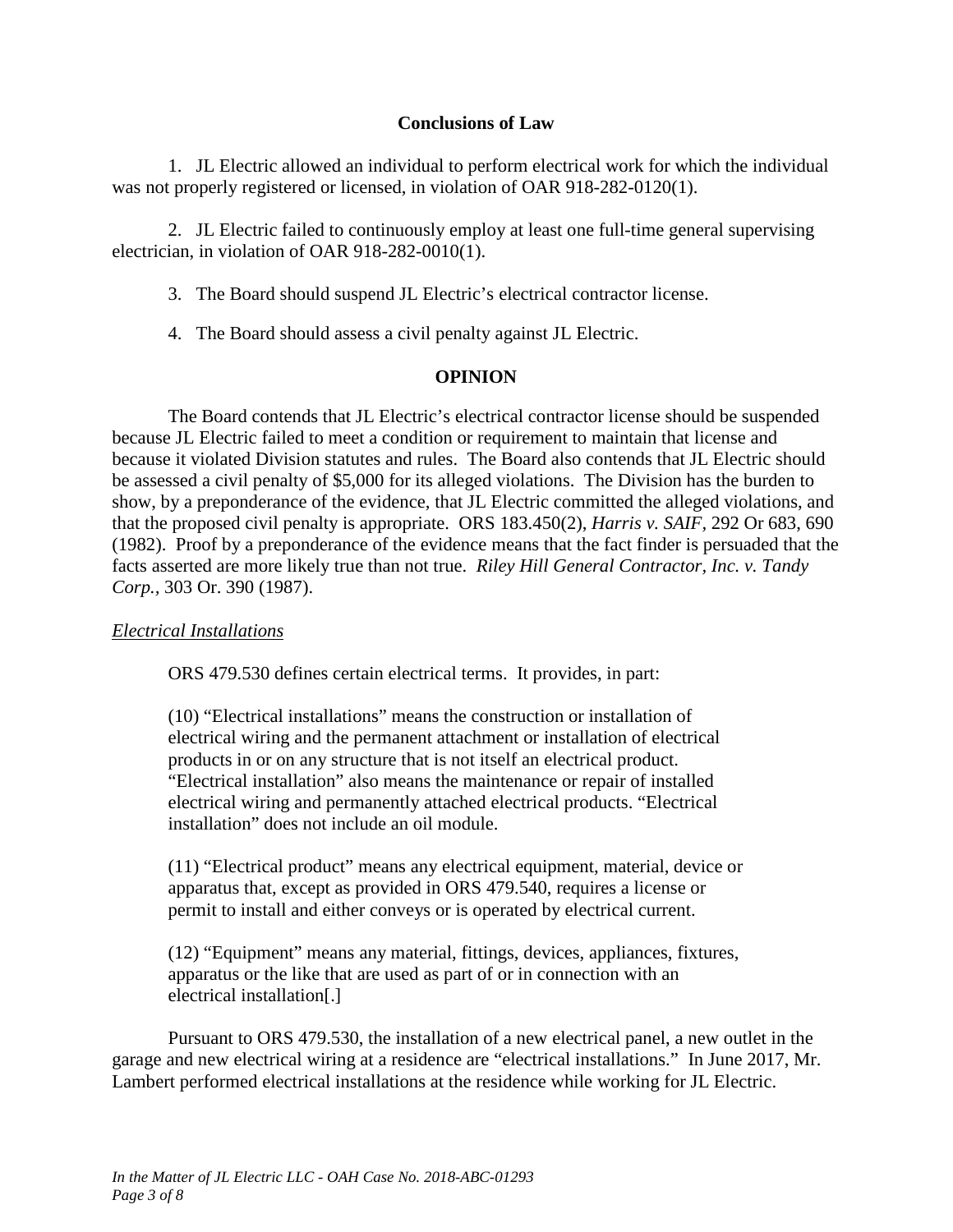## Conclusions of Law

1. JL Electric allowed an individual to perform electrical work for which the individual was not properly registered or licensed, in violation of OAR 918-282-0120(1).

2. JL Electric failed to continuously employ at least one full-time general supervising electrician, in violation of OAR 918-282-0010(1).

3. The Board should suspend JL Electric's electrical contractor license.

4. The Board should assess a civil penalty against JL Electric.

## OPINION

The Board contends that JL Electric's electrical contractor license should be suspended because JL Electric failed to meet a condition or requirement to maintain that license and because it violated Division statutes and rules. The Board also contends that JL Electric should be assessed a civil penalty of $5,000 for its alleged violations. The Division has the burden to show, by a preponderance of the evidence, that JL Electric committed the alleged violations, and that the proposed civil penalty is appropriate. ORS 183.450(2), *Harris v. SAIF*, 292 Or 683, 690 (1982). Proof by a preponderance of the evidence means that the fact finder is persuaded that the facts asserted are more likely true than not true. *Riley Hill General Contractor, Inc. v. Tandy Corp.*, 303 Or. 390 (1987).

### *Electrical Installations*

ORS 479.530 defines certain electrical terms. It provides, in part:

> (10) "Electrical installations" means the construction or installation of electrical wiring and the permanent attachment or installation of electrical products in or on any structure that is not itself an electrical product. "Electrical installation" also means the maintenance or repair of installed electrical wiring and permanently attached electrical products. "Electrical installation" does not include an oil module.
>
> (11) "Electrical product" means any electrical equipment, material, device or apparatus that, except as provided in ORS 479.540, requires a license or permit to install and either conveys or is operated by electrical current.
>
> (12) "Equipment" means any material, fittings, devices, appliances, fixtures, apparatus or the like that are used as part of or in connection with an electrical installation[.]

Pursuant to ORS 479.530, the installation of a new electrical panel, a new outlet in the garage and new electrical wiring at a residence are "electrical installations." In June 2017, Mr. Lambert performed electrical installations at the residence while working for JL Electric.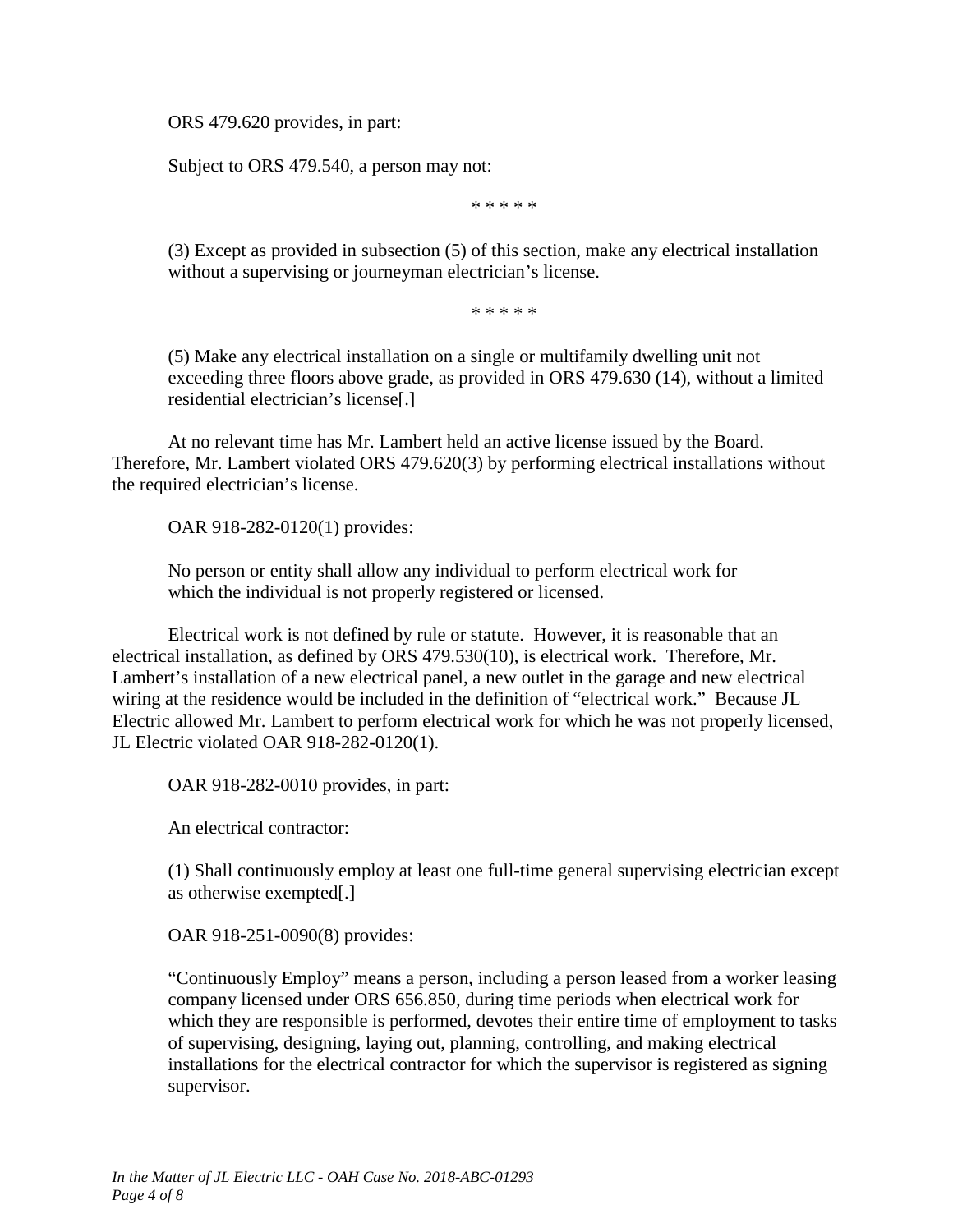ORS 479.620 provides, in part:

> Subject to ORS 479.540, a person may not:
>
> \* \* \* \* \*
>
> (3) Except as provided in subsection (5) of this section, make any electrical installation without a supervising or journeyman electrician's license.
>
> \* \* \* \* \*
>
> (5) Make any electrical installation on a single or multifamily dwelling unit not exceeding three floors above grade, as provided in ORS 479.630 (14), without a limited residential electrician's license[.]

At no relevant time has Mr. Lambert held an active license issued by the Board. Therefore, Mr. Lambert violated ORS 479.620(3) by performing electrical installations without the required electrician's license.

OAR 918-282-0120(1) provides:

> No person or entity shall allow any individual to perform electrical work for which the individual is not properly registered or licensed.

Electrical work is not defined by rule or statute. However, it is reasonable that an electrical installation, as defined by ORS 479.530(10), is electrical work. Therefore, Mr. Lambert's installation of a new electrical panel, a new outlet in the garage and new electrical wiring at the residence would be included in the definition of "electrical work." Because JL Electric allowed Mr. Lambert to perform electrical work for which he was not properly licensed, JL Electric violated OAR 918-282-0120(1).

OAR 918-282-0010 provides, in part:

> An electrical contractor:
>
> (1) Shall continuously employ at least one full-time general supervising electrician except as otherwise exempted[.]

OAR 918-251-0090(8) provides:

> "Continuously Employ" means a person, including a person leased from a worker leasing company licensed under ORS 656.850, during time periods when electrical work for which they are responsible is performed, devotes their entire time of employment to tasks of supervising, designing, laying out, planning, controlling, and making electrical installations for the electrical contractor for which the supervisor is registered as signing supervisor.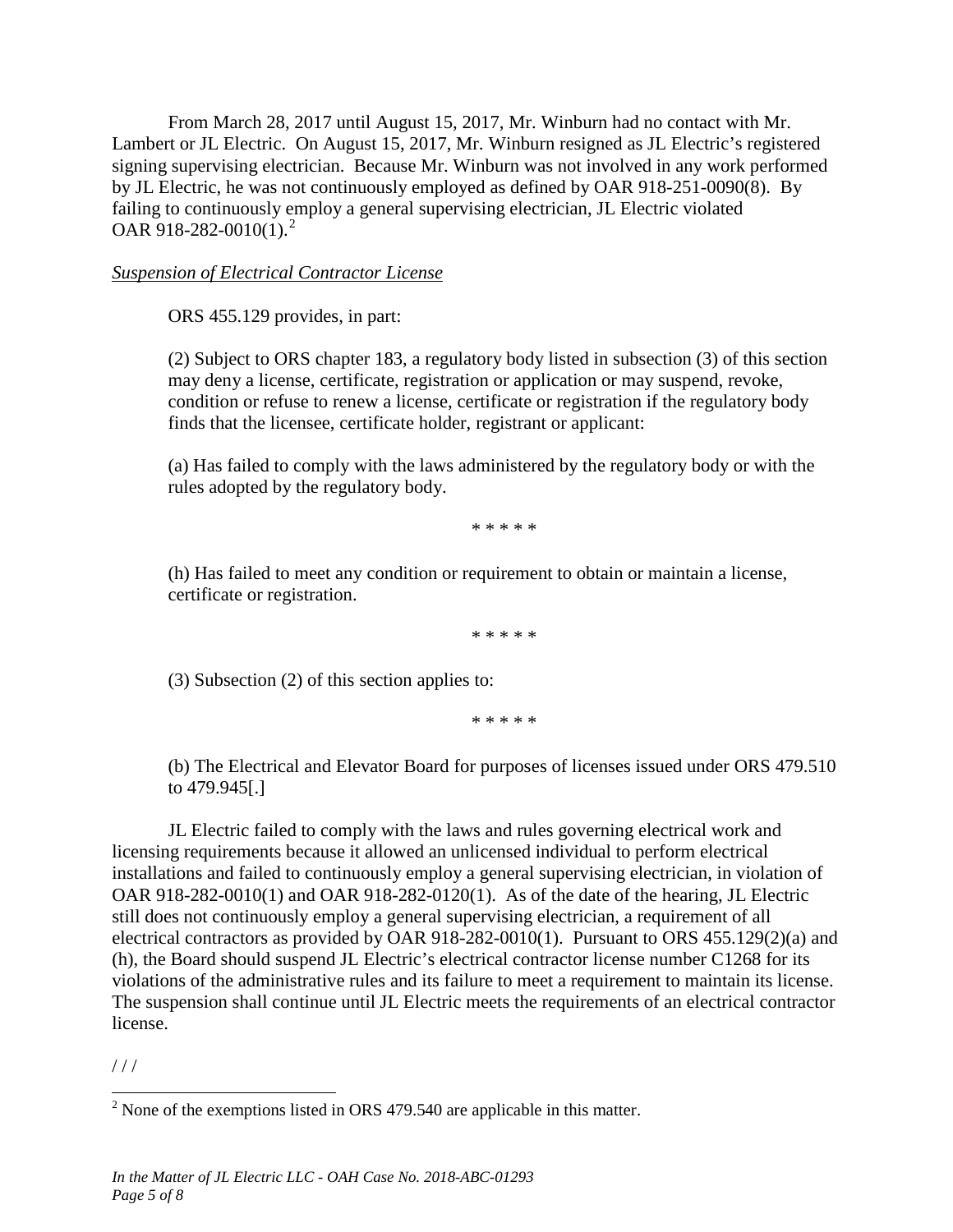From March 28, 2017 until August 15, 2017, Mr. Winburn had no contact with Mr. Lambert or JL Electric. On August 15, 2017, Mr. Winburn resigned as JL Electric's registered signing supervising electrician. Because Mr. Winburn was not involved in any work performed by JL Electric, he was not continuously employed as defined by OAR 918-251-0090(8). By failing to continuously employ a general supervising electrician, JL Electric violated OAR 918-282-0010(1).[2]

*Suspension of Electrical Contractor License*

ORS 455.129 provides, in part:

> (2) Subject to ORS chapter 183, a regulatory body listed in subsection (3) of this section may deny a license, certificate, registration or application or may suspend, revoke, condition or refuse to renew a license, certificate or registration if the regulatory body finds that the licensee, certificate holder, registrant or applicant:
>
> (a) Has failed to comply with the laws administered by the regulatory body or with the rules adopted by the regulatory body.
>
> * * * * *
>
> (h) Has failed to meet any condition or requirement to obtain or maintain a license, certificate or registration.
>
> * * * * *
>
> (3) Subsection (2) of this section applies to:
>
> * * * * *
>
> (b) The Electrical and Elevator Board for purposes of licenses issued under ORS 479.510 to 479.945[.]

JL Electric failed to comply with the laws and rules governing electrical work and licensing requirements because it allowed an unlicensed individual to perform electrical installations and failed to continuously employ a general supervising electrician, in violation of OAR 918-282-0010(1) and OAR 918-282-0120(1). As of the date of the hearing, JL Electric still does not continuously employ a general supervising electrician, a requirement of all electrical contractors as provided by OAR 918-282-0010(1). Pursuant to ORS 455.129(2)(a) and (h), the Board should suspend JL Electric's electrical contractor license number C1268 for its violations of the administrative rules and its failure to meet a requirement to maintain its license. The suspension shall continue until JL Electric meets the requirements of an electrical contractor license.

/ / /

[2] None of the exemptions listed in ORS 479.540 are applicable in this matter.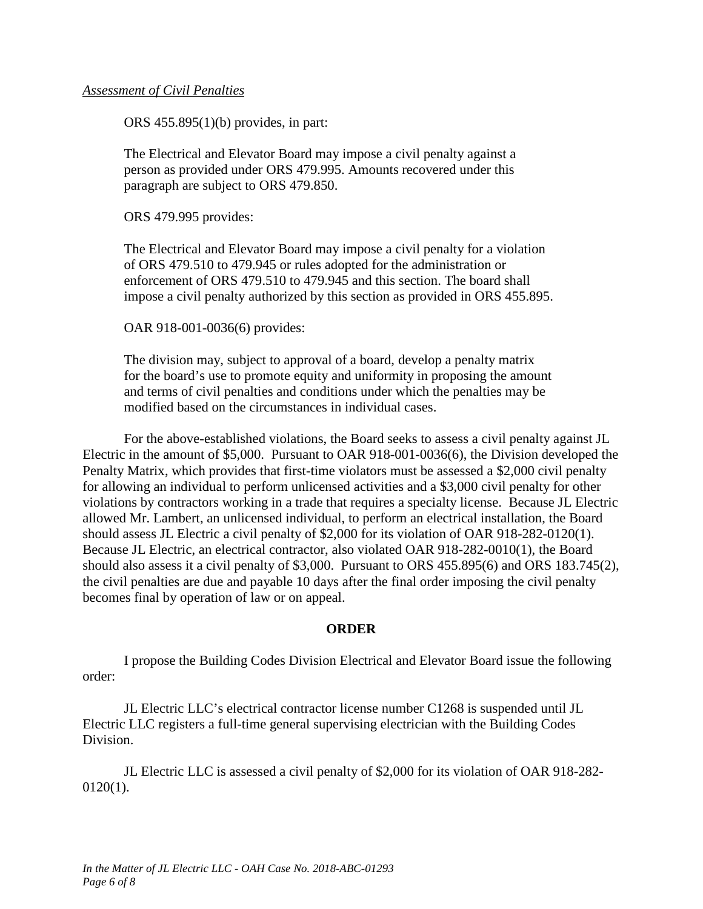*Assessment of Civil Penalties*

ORS 455.895(1)(b) provides, in part:

> The Electrical and Elevator Board may impose a civil penalty against a person as provided under ORS 479.995. Amounts recovered under this paragraph are subject to ORS 479.850.

ORS 479.995 provides:

> The Electrical and Elevator Board may impose a civil penalty for a violation of ORS 479.510 to 479.945 or rules adopted for the administration or enforcement of ORS 479.510 to 479.945 and this section. The board shall impose a civil penalty authorized by this section as provided in ORS 455.895.

OAR 918-001-0036(6) provides:

> The division may, subject to approval of a board, develop a penalty matrix for the board's use to promote equity and uniformity in proposing the amount and terms of civil penalties and conditions under which the penalties may be modified based on the circumstances in individual cases.

For the above-established violations, the Board seeks to assess a civil penalty against JL Electric in the amount of $5,000. Pursuant to OAR 918-001-0036(6), the Division developed the Penalty Matrix, which provides that first-time violators must be assessed a $2,000 civil penalty for allowing an individual to perform unlicensed activities and a $3,000 civil penalty for other violations by contractors working in a trade that requires a specialty license. Because JL Electric allowed Mr. Lambert, an unlicensed individual, to perform an electrical installation, the Board should assess JL Electric a civil penalty of $2,000 for its violation of OAR 918-282-0120(1). Because JL Electric, an electrical contractor, also violated OAR 918-282-0010(1), the Board should also assess it a civil penalty of $3,000. Pursuant to ORS 455.895(6) and ORS 183.745(2), the civil penalties are due and payable 10 days after the final order imposing the civil penalty becomes final by operation of law or on appeal.

## ORDER

I propose the Building Codes Division Electrical and Elevator Board issue the following order:

JL Electric LLC's electrical contractor license number C1268 is suspended until JL Electric LLC registers a full-time general supervising electrician with the Building Codes Division.

JL Electric LLC is assessed a civil penalty of $2,000 for its violation of OAR 918-282-0120(1).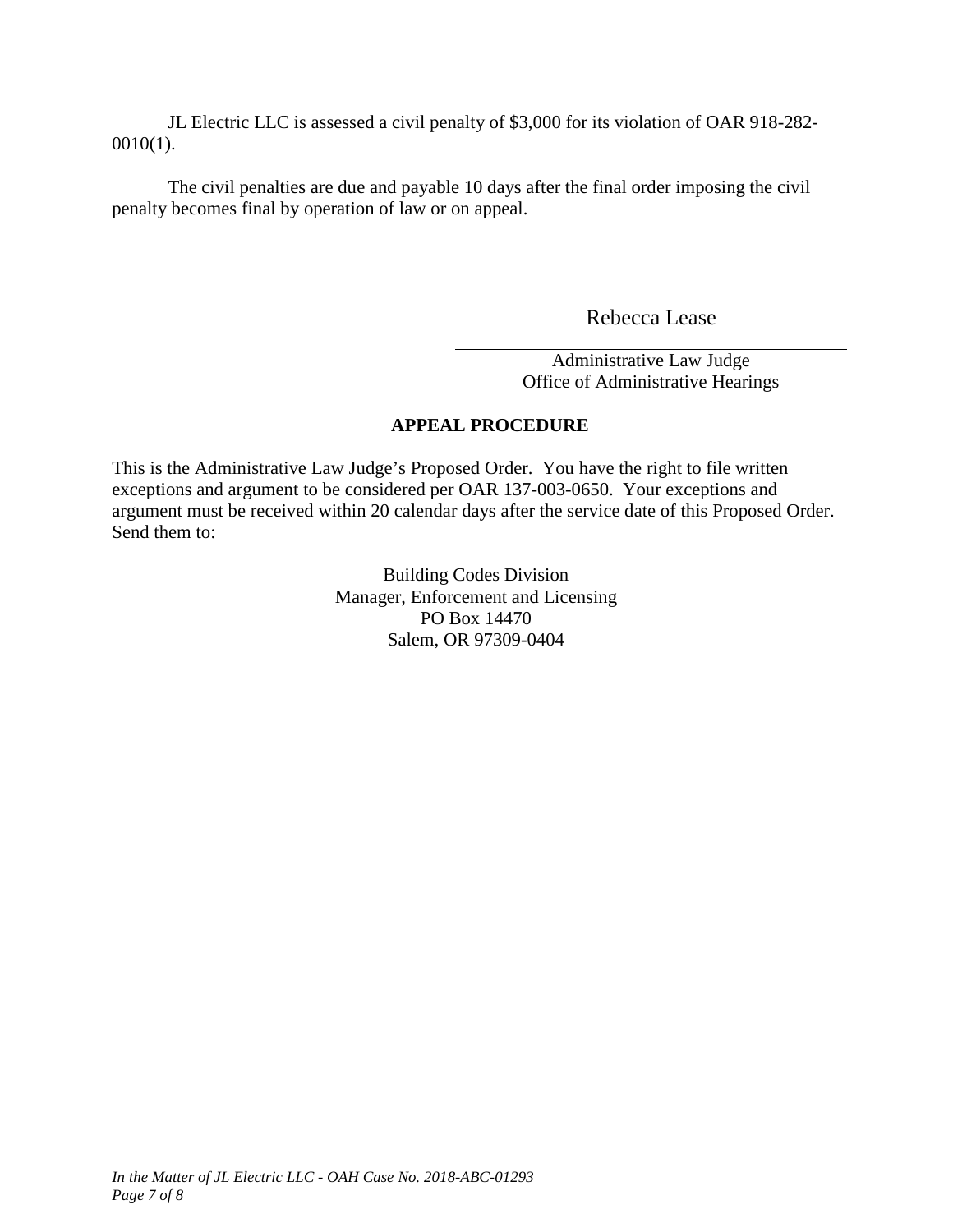JL Electric LLC is assessed a civil penalty of $3,000 for its violation of OAR 918-282-0010(1).

The civil penalties are due and payable 10 days after the final order imposing the civil penalty becomes final by operation of law or on appeal.

Rebecca Lease

Administrative Law Judge
Office of Administrative Hearings

**APPEAL PROCEDURE**

This is the Administrative Law Judge's Proposed Order. You have the right to file written exceptions and argument to be considered per OAR 137-003-0650. Your exceptions and argument must be received within 20 calendar days after the service date of this Proposed Order. Send them to:

Building Codes Division
Manager, Enforcement and Licensing
PO Box 14470
Salem, OR 97309-0404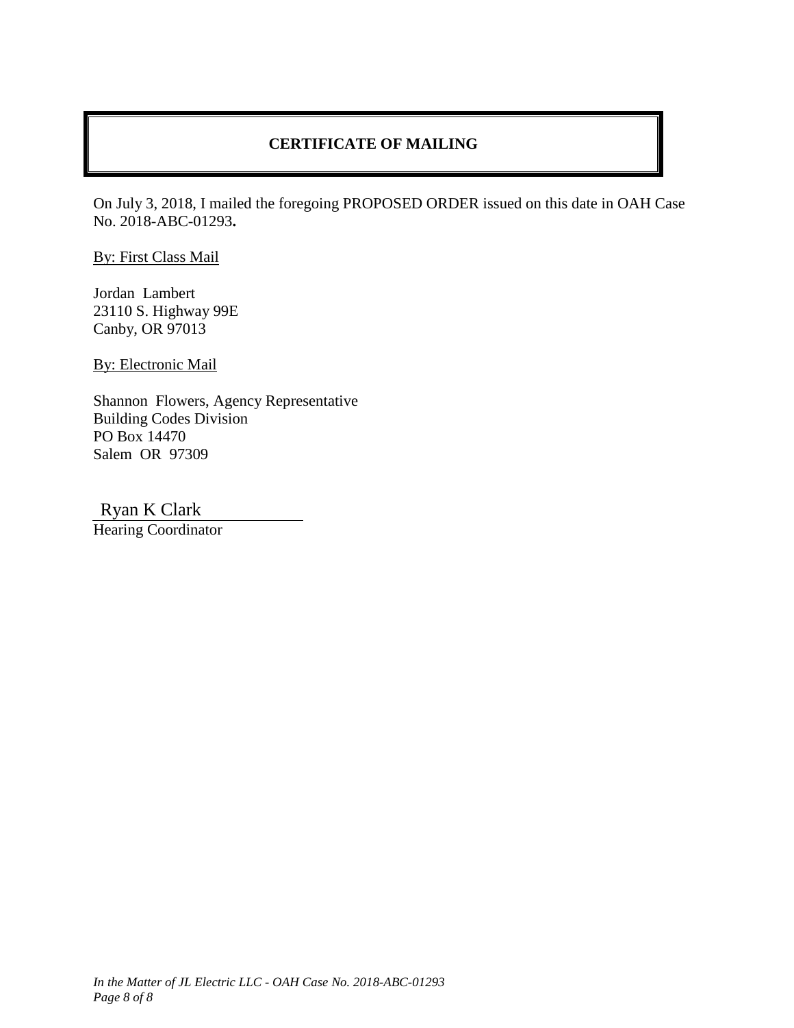## CERTIFICATE OF MAILING

On July 3, 2018, I mailed the foregoing PROPOSED ORDER issued on this date in OAH Case No. 2018-ABC-01293**.**

By: First Class Mail

Jordan Lambert
23110 S. Highway 99E
Canby, OR 97013

By: Electronic Mail

Shannon Flowers, Agency Representative
Building Codes Division
PO Box 14470
Salem OR 97309

Ryan K Clark
Hearing Coordinator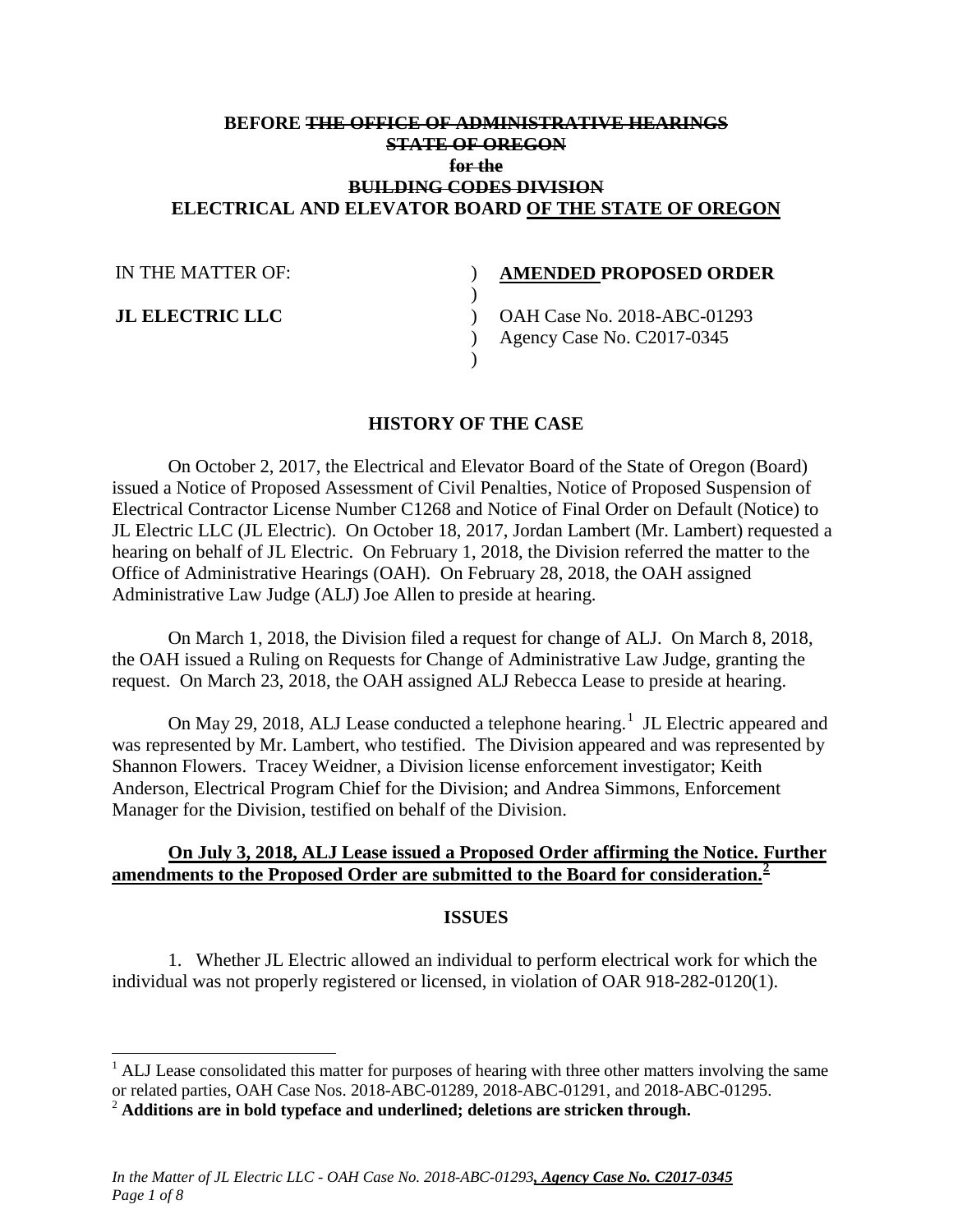**BEFORE ~~THE OFFICE OF ADMINISTRATIVE HEARINGS~~**
**~~STATE OF OREGON~~**
**~~for the~~**
**~~BUILDING CODES DIVISION~~**
**ELECTRICAL AND ELEVATOR BOARD <u>OF THE STATE OF OREGON</u>**

| | | |
|---|---|---|
| IN THE MATTER OF: | ) | **<u>AMENDED</u> PROPOSED ORDER** |
| | ) | |
| **JL ELECTRIC LLC** | ) | OAH Case No. 2018-ABC-01293 |
| | ) | Agency Case No. C2017-0345 |
| | ) | |

## HISTORY OF THE CASE

On October 2, 2017, the Electrical and Elevator Board of the State of Oregon (Board) issued a Notice of Proposed Assessment of Civil Penalties, Notice of Proposed Suspension of Electrical Contractor License Number C1268 and Notice of Final Order on Default (Notice) to JL Electric LLC (JL Electric). On October 18, 2017, Jordan Lambert (Mr. Lambert) requested a hearing on behalf of JL Electric. On February 1, 2018, the Division referred the matter to the Office of Administrative Hearings (OAH). On February 28, 2018, the OAH assigned Administrative Law Judge (ALJ) Joe Allen to preside at hearing.

On March 1, 2018, the Division filed a request for change of ALJ. On March 8, 2018, the OAH issued a Ruling on Requests for Change of Administrative Law Judge, granting the request. On March 23, 2018, the OAH assigned ALJ Rebecca Lease to preside at hearing.

On May 29, 2018, ALJ Lease conducted a telephone hearing.[1] JL Electric appeared and was represented by Mr. Lambert, who testified. The Division appeared and was represented by Shannon Flowers. Tracey Weidner, a Division license enforcement investigator; Keith Anderson, Electrical Program Chief for the Division; and Andrea Simmons, Enforcement Manager for the Division, testified on behalf of the Division.

**<u>On July 3, 2018, ALJ Lease issued a Proposed Order affirming the Notice. Further amendments to the Proposed Order are submitted to the Board for consideration.</u>**[2]

## ISSUES

1. Whether JL Electric allowed an individual to perform electrical work for which the individual was not properly registered or licensed, in violation of OAR 918-282-0120(1).

---

[1] ALJ Lease consolidated this matter for purposes of hearing with three other matters involving the same or related parties, OAH Case Nos. 2018-ABC-01289, 2018-ABC-01291, and 2018-ABC-01295.

[2] **Additions are in bold typeface and underlined; deletions are stricken through.**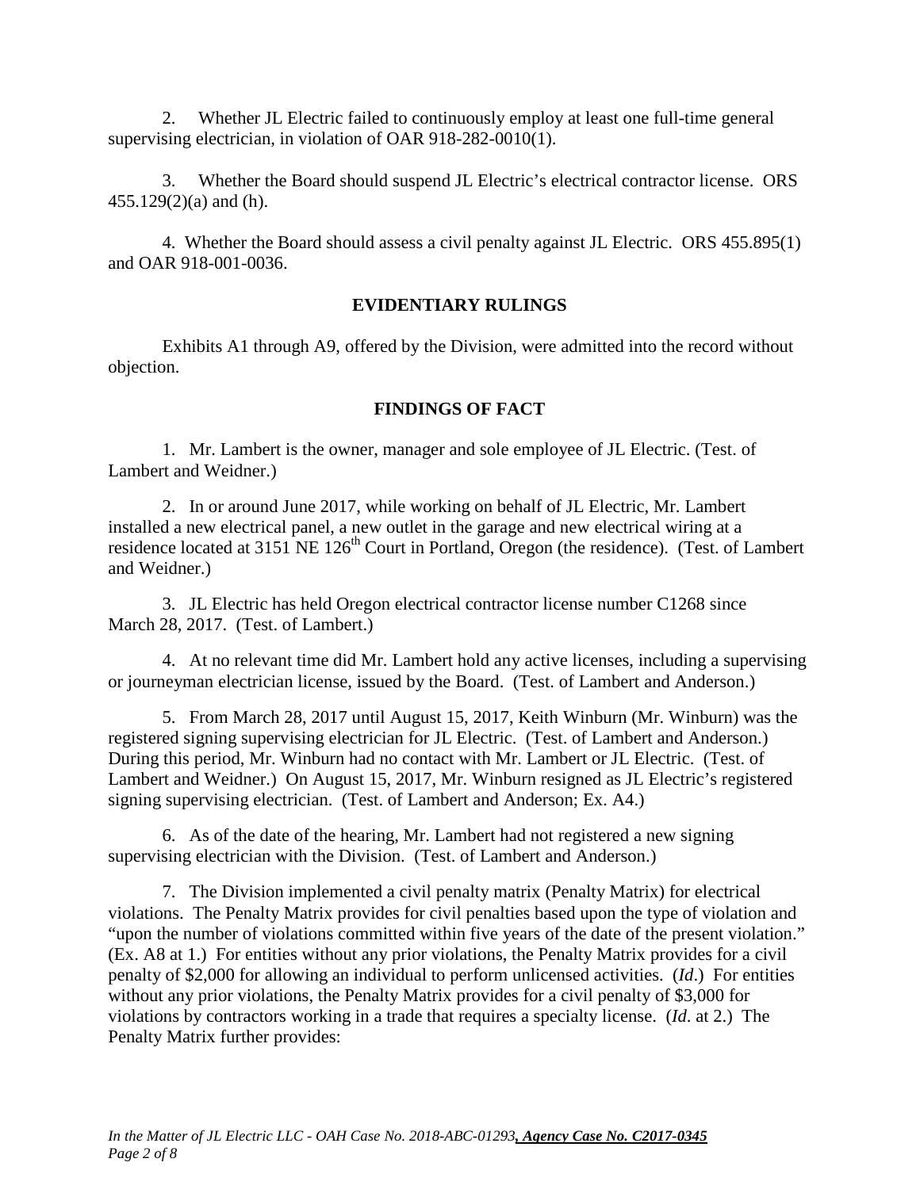2. Whether JL Electric failed to continuously employ at least one full-time general supervising electrician, in violation of OAR 918-282-0010(1).

3. Whether the Board should suspend JL Electric's electrical contractor license. ORS 455.129(2)(a) and (h).

4. Whether the Board should assess a civil penalty against JL Electric. ORS 455.895(1) and OAR 918-001-0036.

## EVIDENTIARY RULINGS

Exhibits A1 through A9, offered by the Division, were admitted into the record without objection.

## FINDINGS OF FACT

1. Mr. Lambert is the owner, manager and sole employee of JL Electric. (Test. of Lambert and Weidner.)

2. In or around June 2017, while working on behalf of JL Electric, Mr. Lambert installed a new electrical panel, a new outlet in the garage and new electrical wiring at a residence located at 3151 NE 126th Court in Portland, Oregon (the residence). (Test. of Lambert and Weidner.)

3. JL Electric has held Oregon electrical contractor license number C1268 since March 28, 2017. (Test. of Lambert.)

4. At no relevant time did Mr. Lambert hold any active licenses, including a supervising or journeyman electrician license, issued by the Board. (Test. of Lambert and Anderson.)

5. From March 28, 2017 until August 15, 2017, Keith Winburn (Mr. Winburn) was the registered signing supervising electrician for JL Electric. (Test. of Lambert and Anderson.) During this period, Mr. Winburn had no contact with Mr. Lambert or JL Electric. (Test. of Lambert and Weidner.) On August 15, 2017, Mr. Winburn resigned as JL Electric's registered signing supervising electrician. (Test. of Lambert and Anderson; Ex. A4.)

6. As of the date of the hearing, Mr. Lambert had not registered a new signing supervising electrician with the Division. (Test. of Lambert and Anderson.)

7. The Division implemented a civil penalty matrix (Penalty Matrix) for electrical violations. The Penalty Matrix provides for civil penalties based upon the type of violation and "upon the number of violations committed within five years of the date of the present violation." (Ex. A8 at 1.) For entities without any prior violations, the Penalty Matrix provides for a civil penalty of $2,000 for allowing an individual to perform unlicensed activities. (*Id*.) For entities without any prior violations, the Penalty Matrix provides for a civil penalty of $3,000 for violations by contractors working in a trade that requires a specialty license. (*Id*. at 2.) The Penalty Matrix further provides: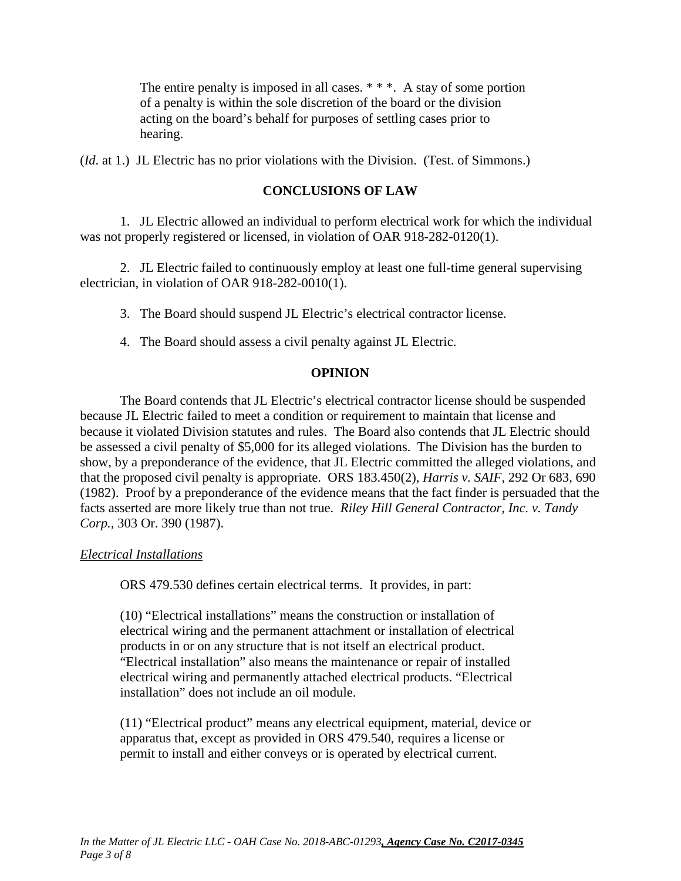> The entire penalty is imposed in all cases. * * *. A stay of some portion of a penalty is within the sole discretion of the board or the division acting on the board's behalf for purposes of settling cases prior to hearing.

(*Id*. at 1.) JL Electric has no prior violations with the Division. (Test. of Simmons.)

## CONCLUSIONS OF LAW

1. JL Electric allowed an individual to perform electrical work for which the individual was not properly registered or licensed, in violation of OAR 918-282-0120(1).

2. JL Electric failed to continuously employ at least one full-time general supervising electrician, in violation of OAR 918-282-0010(1).

3. The Board should suspend JL Electric's electrical contractor license.

4. The Board should assess a civil penalty against JL Electric.

## OPINION

The Board contends that JL Electric's electrical contractor license should be suspended because JL Electric failed to meet a condition or requirement to maintain that license and because it violated Division statutes and rules. The Board also contends that JL Electric should be assessed a civil penalty of $5,000 for its alleged violations. The Division has the burden to show, by a preponderance of the evidence, that JL Electric committed the alleged violations, and that the proposed civil penalty is appropriate. ORS 183.450(2), *Harris v. SAIF*, 292 Or 683, 690 (1982). Proof by a preponderance of the evidence means that the fact finder is persuaded that the facts asserted are more likely true than not true. *Riley Hill General Contractor, Inc. v. Tandy Corp.*, 303 Or. 390 (1987).

### *Electrical Installations*

ORS 479.530 defines certain electrical terms. It provides, in part:

> (10) "Electrical installations" means the construction or installation of electrical wiring and the permanent attachment or installation of electrical products in or on any structure that is not itself an electrical product. "Electrical installation" also means the maintenance or repair of installed electrical wiring and permanently attached electrical products. "Electrical installation" does not include an oil module.
>
> (11) "Electrical product" means any electrical equipment, material, device or apparatus that, except as provided in ORS 479.540, requires a license or permit to install and either conveys or is operated by electrical current.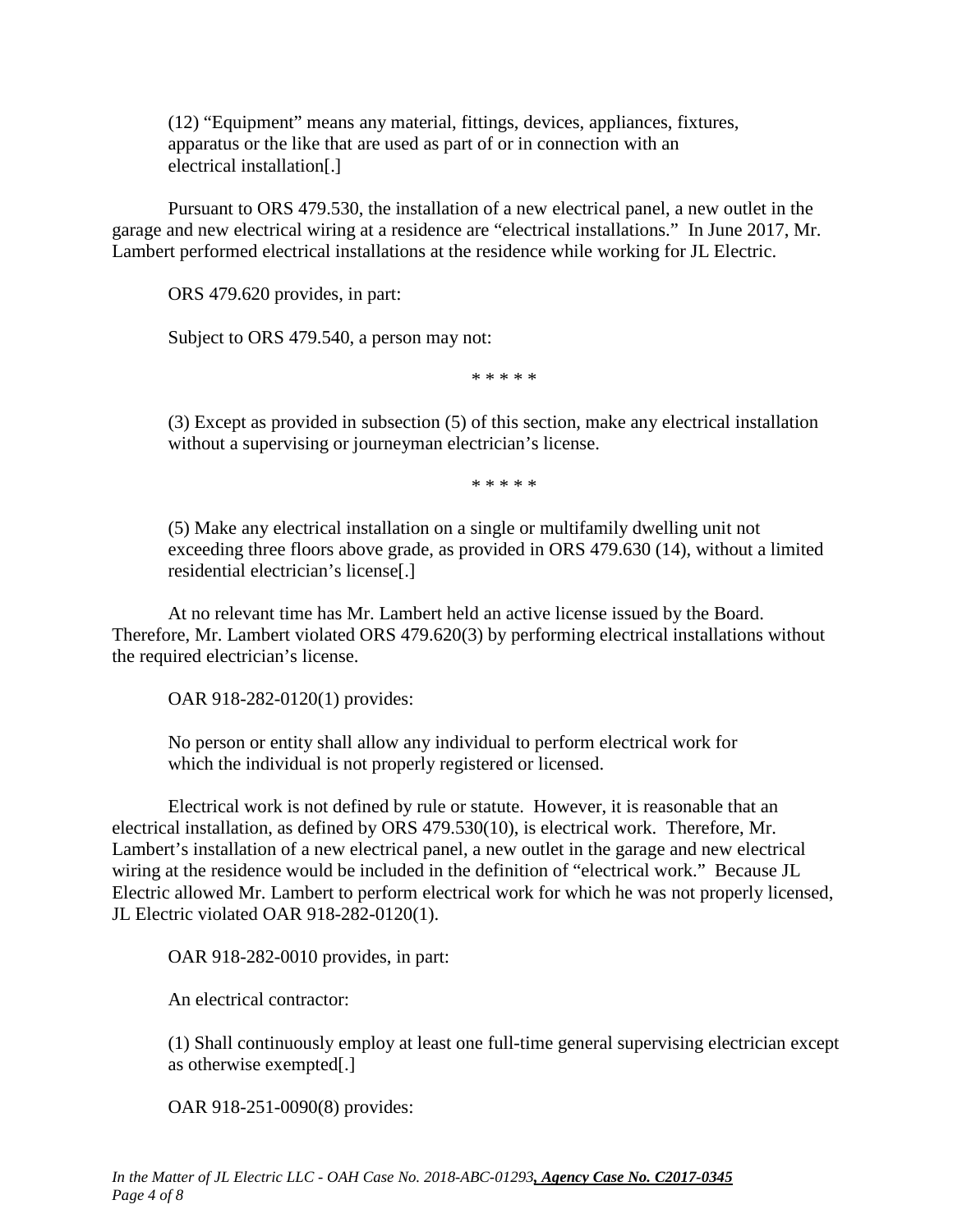(12) "Equipment" means any material, fittings, devices, appliances, fixtures, apparatus or the like that are used as part of or in connection with an electrical installation[.]

Pursuant to ORS 479.530, the installation of a new electrical panel, a new outlet in the garage and new electrical wiring at a residence are "electrical installations." In June 2017, Mr. Lambert performed electrical installations at the residence while working for JL Electric.

ORS 479.620 provides, in part:

Subject to ORS 479.540, a person may not:

\* \* \* \* \*

(3) Except as provided in subsection (5) of this section, make any electrical installation without a supervising or journeyman electrician's license.

\* \* \* \* \*

(5) Make any electrical installation on a single or multifamily dwelling unit not exceeding three floors above grade, as provided in ORS 479.630 (14), without a limited residential electrician's license[.]

At no relevant time has Mr. Lambert held an active license issued by the Board. Therefore, Mr. Lambert violated ORS 479.620(3) by performing electrical installations without the required electrician's license.

OAR 918-282-0120(1) provides:

No person or entity shall allow any individual to perform electrical work for which the individual is not properly registered or licensed.

Electrical work is not defined by rule or statute. However, it is reasonable that an electrical installation, as defined by ORS 479.530(10), is electrical work. Therefore, Mr. Lambert's installation of a new electrical panel, a new outlet in the garage and new electrical wiring at the residence would be included in the definition of "electrical work." Because JL Electric allowed Mr. Lambert to perform electrical work for which he was not properly licensed, JL Electric violated OAR 918-282-0120(1).

OAR 918-282-0010 provides, in part:

An electrical contractor:

(1) Shall continuously employ at least one full-time general supervising electrician except as otherwise exempted[.]

OAR 918-251-0090(8) provides: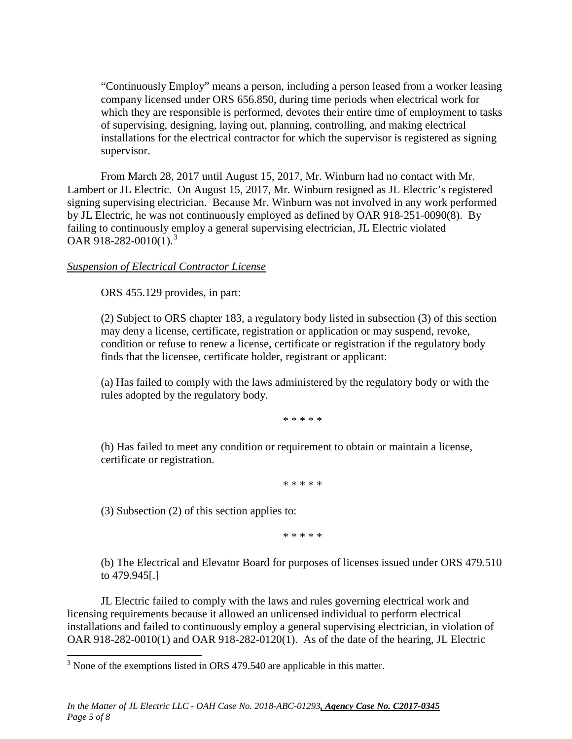"Continuously Employ" means a person, including a person leased from a worker leasing company licensed under ORS 656.850, during time periods when electrical work for which they are responsible is performed, devotes their entire time of employment to tasks of supervising, designing, laying out, planning, controlling, and making electrical installations for the electrical contractor for which the supervisor is registered as signing supervisor.

From March 28, 2017 until August 15, 2017, Mr. Winburn had no contact with Mr. Lambert or JL Electric. On August 15, 2017, Mr. Winburn resigned as JL Electric's registered signing supervising electrician. Because Mr. Winburn was not involved in any work performed by JL Electric, he was not continuously employed as defined by OAR 918-251-0090(8). By failing to continuously employ a general supervising electrician, JL Electric violated OAR 918-282-0010(1).[3]

*Suspension of Electrical Contractor License*

ORS 455.129 provides, in part:

> (2) Subject to ORS chapter 183, a regulatory body listed in subsection (3) of this section may deny a license, certificate, registration or application or may suspend, revoke, condition or refuse to renew a license, certificate or registration if the regulatory body finds that the licensee, certificate holder, registrant or applicant:
>
> (a) Has failed to comply with the laws administered by the regulatory body or with the rules adopted by the regulatory body.
>
> * * * * *
>
> (h) Has failed to meet any condition or requirement to obtain or maintain a license, certificate or registration.
>
> * * * * *
>
> (3) Subsection (2) of this section applies to:
>
> * * * * *
>
> (b) The Electrical and Elevator Board for purposes of licenses issued under ORS 479.510 to 479.945[.]

JL Electric failed to comply with the laws and rules governing electrical work and licensing requirements because it allowed an unlicensed individual to perform electrical installations and failed to continuously employ a general supervising electrician, in violation of OAR 918-282-0010(1) and OAR 918-282-0120(1). As of the date of the hearing, JL Electric

[3] None of the exemptions listed in ORS 479.540 are applicable in this matter.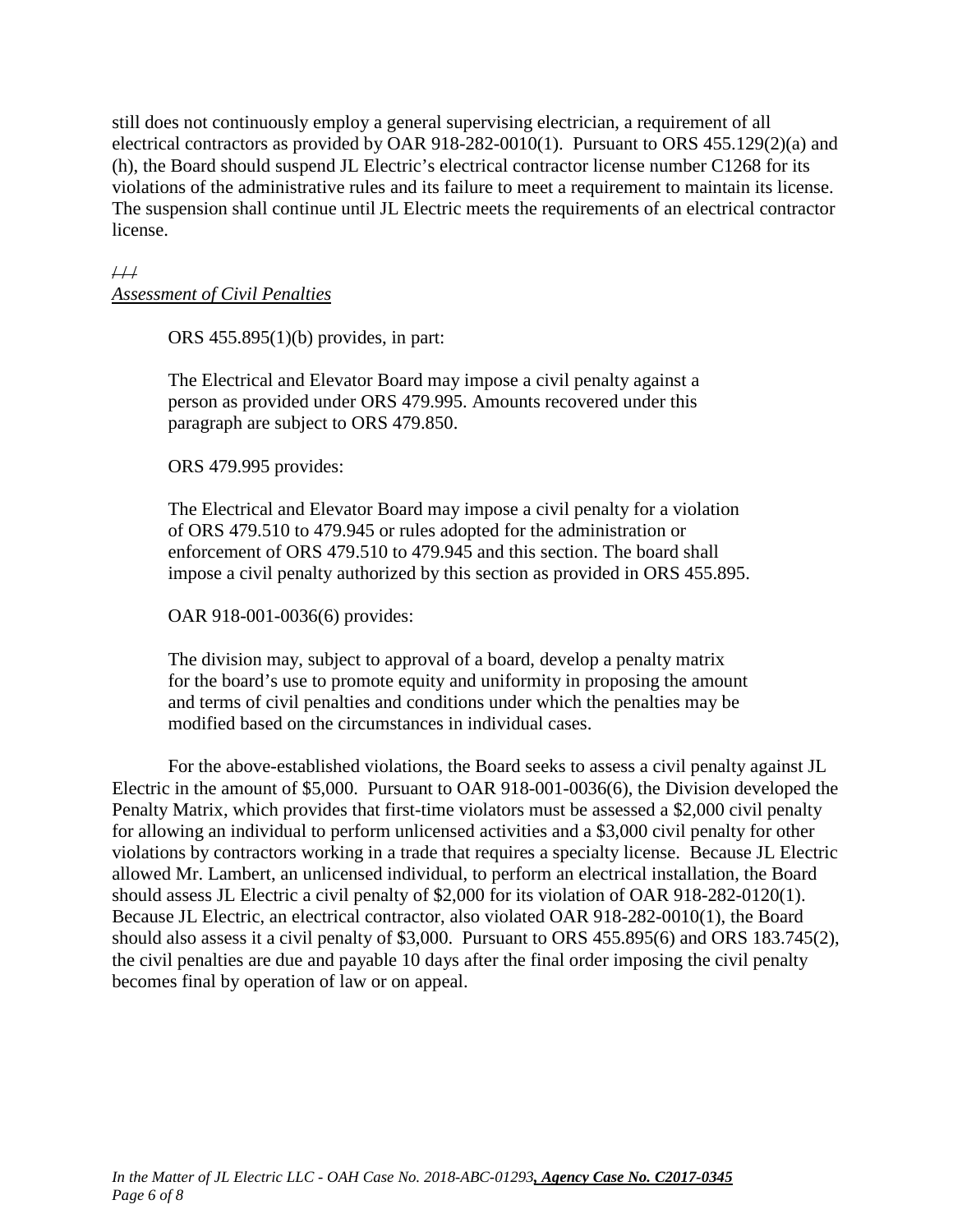still does not continuously employ a general supervising electrician, a requirement of all electrical contractors as provided by OAR 918-282-0010(1). Pursuant to ORS 455.129(2)(a) and (h), the Board should suspend JL Electric's electrical contractor license number C1268 for its violations of the administrative rules and its failure to meet a requirement to maintain its license. The suspension shall continue until JL Electric meets the requirements of an electrical contractor license.

/ / /

*Assessment of Civil Penalties*

ORS 455.895(1)(b) provides, in part:

> The Electrical and Elevator Board may impose a civil penalty against a person as provided under ORS 479.995. Amounts recovered under this paragraph are subject to ORS 479.850.

ORS 479.995 provides:

> The Electrical and Elevator Board may impose a civil penalty for a violation of ORS 479.510 to 479.945 or rules adopted for the administration or enforcement of ORS 479.510 to 479.945 and this section. The board shall impose a civil penalty authorized by this section as provided in ORS 455.895.

OAR 918-001-0036(6) provides:

> The division may, subject to approval of a board, develop a penalty matrix for the board's use to promote equity and uniformity in proposing the amount and terms of civil penalties and conditions under which the penalties may be modified based on the circumstances in individual cases.

For the above-established violations, the Board seeks to assess a civil penalty against JL Electric in the amount of $5,000. Pursuant to OAR 918-001-0036(6), the Division developed the Penalty Matrix, which provides that first-time violators must be assessed a $2,000 civil penalty for allowing an individual to perform unlicensed activities and a $3,000 civil penalty for other violations by contractors working in a trade that requires a specialty license. Because JL Electric allowed Mr. Lambert, an unlicensed individual, to perform an electrical installation, the Board should assess JL Electric a civil penalty of $2,000 for its violation of OAR 918-282-0120(1). Because JL Electric, an electrical contractor, also violated OAR 918-282-0010(1), the Board should also assess it a civil penalty of $3,000. Pursuant to ORS 455.895(6) and ORS 183.745(2), the civil penalties are due and payable 10 days after the final order imposing the civil penalty becomes final by operation of law or on appeal.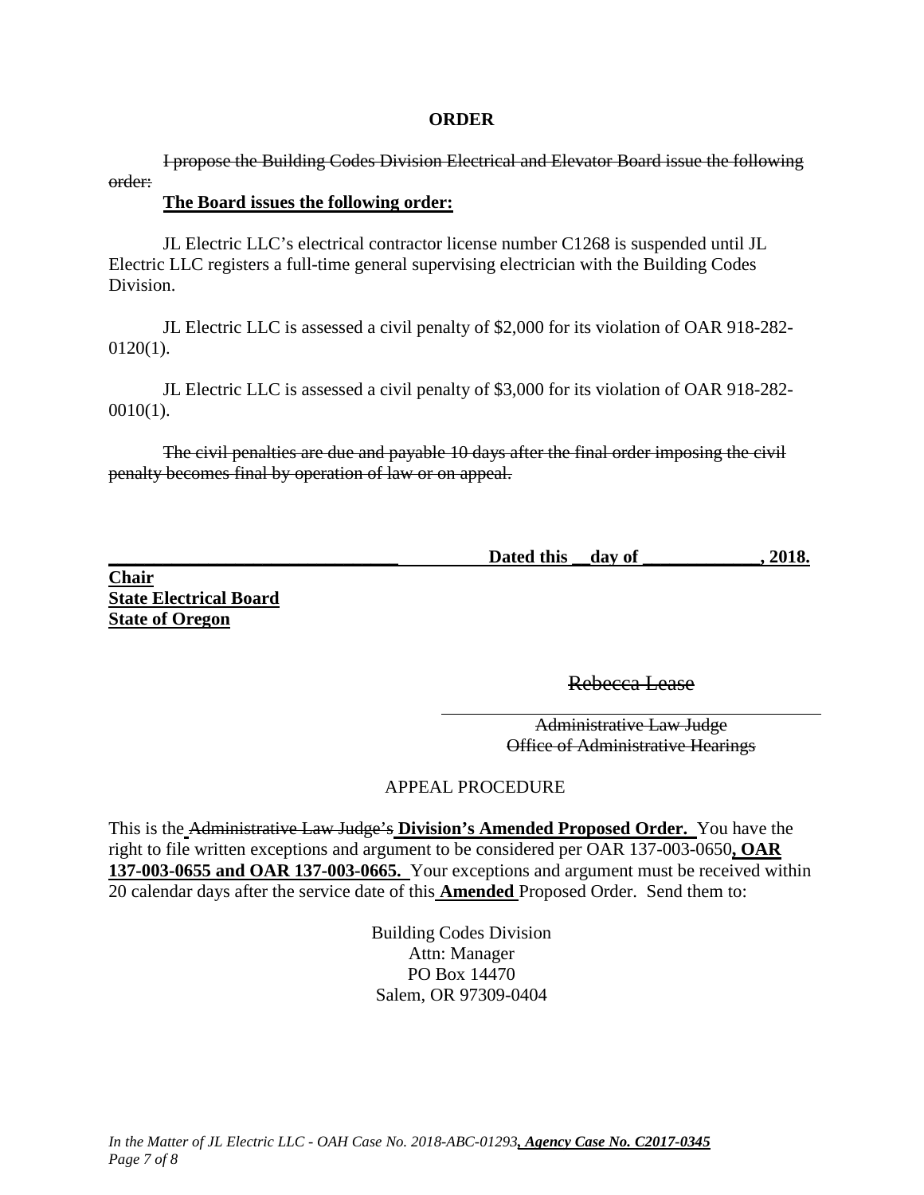**ORDER**

~~I propose the Building Codes Division Electrical and Elevator Board issue the following order:~~

**The Board issues the following order:**

JL Electric LLC's electrical contractor license number C1268 is suspended until JL Electric LLC registers a full-time general supervising electrician with the Building Codes Division.

JL Electric LLC is assessed a civil penalty of $2,000 for its violation of OAR 918-282-0120(1).

JL Electric LLC is assessed a civil penalty of $3,000 for its violation of OAR 918-282-0010(1).

~~The civil penalties are due and payable 10 days after the final order imposing the civil penalty becomes final by operation of law or on appeal.~~

_______________________________ **Dated this __day of _____________, 2018.**

**Chair**
**State Electrical Board**
**State of Oregon**

~~Rebecca Lease~~

~~Administrative Law Judge~~
~~Office of Administrative Hearings~~

APPEAL PROCEDURE

This is the ~~Administrative Law Judge's~~ **Division's Amended Proposed Order.** You have the right to file written exceptions and argument to be considered per OAR 137-003-0650**, OAR 137-003-0655 and OAR 137-003-0665.** Your exceptions and argument must be received within 20 calendar days after the service date of this **Amended** Proposed Order. Send them to:

Building Codes Division
Attn: Manager
PO Box 14470
Salem, OR 97309-0404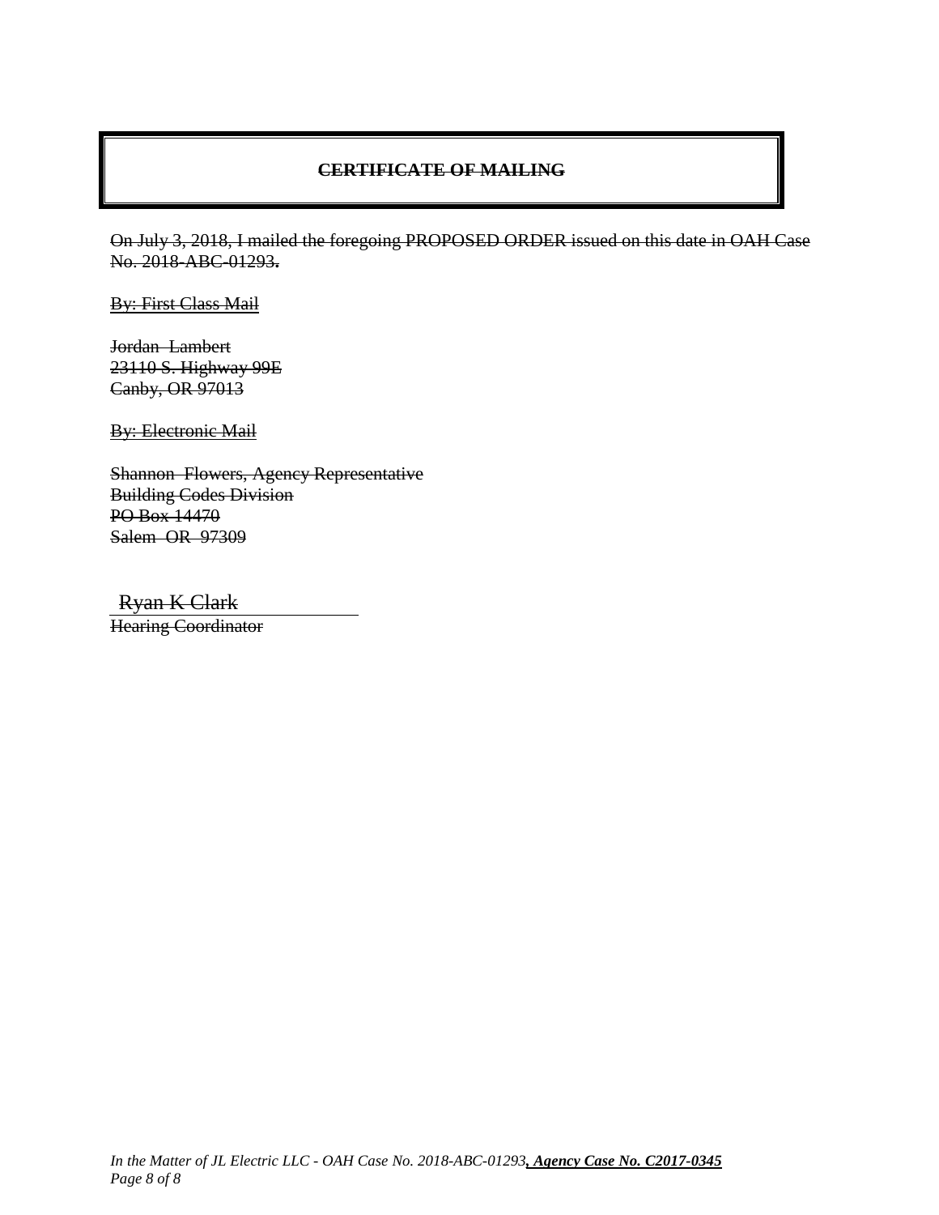## ~~CERTIFICATE OF MAILING~~

~~On July 3, 2018, I mailed the foregoing PROPOSED ORDER issued on this date in OAH Case No. 2018-ABC-01293.~~

~~By: First Class Mail~~

~~Jordan Lambert~~
~~23110 S. Highway 99E~~
~~Canby, OR 97013~~

~~By: Electronic Mail~~

~~Shannon Flowers, Agency Representative~~
~~Building Codes Division~~
~~PO Box 14470~~
~~Salem OR 97309~~

~~Ryan K Clark~~
~~Hearing Coordinator~~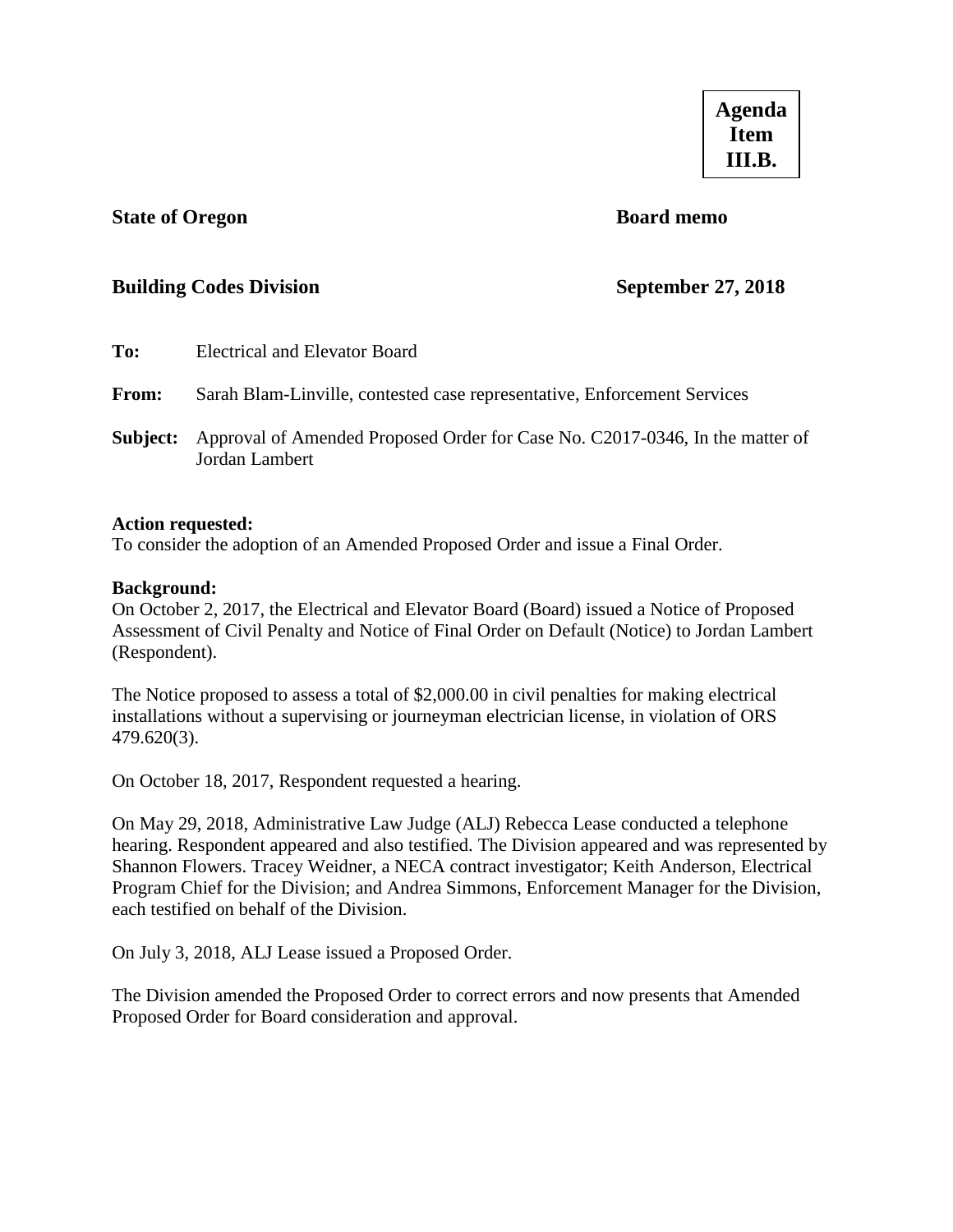**Agenda Item III.B.**

**State of Oregon** **Board memo**

**Building Codes Division** **September 27, 2018**

**To:** Electrical and Elevator Board

**From:** Sarah Blam-Linville, contested case representative, Enforcement Services

**Subject:** Approval of Amended Proposed Order for Case No. C2017-0346, In the matter of Jordan Lambert

**Action requested:**
To consider the adoption of an Amended Proposed Order and issue a Final Order.

**Background:**
On October 2, 2017, the Electrical and Elevator Board (Board) issued a Notice of Proposed Assessment of Civil Penalty and Notice of Final Order on Default (Notice) to Jordan Lambert (Respondent).

The Notice proposed to assess a total of $2,000.00 in civil penalties for making electrical installations without a supervising or journeyman electrician license, in violation of ORS 479.620(3).

On October 18, 2017, Respondent requested a hearing.

On May 29, 2018, Administrative Law Judge (ALJ) Rebecca Lease conducted a telephone hearing. Respondent appeared and also testified. The Division appeared and was represented by Shannon Flowers. Tracey Weidner, a NECA contract investigator; Keith Anderson, Electrical Program Chief for the Division; and Andrea Simmons, Enforcement Manager for the Division, each testified on behalf of the Division.

On July 3, 2018, ALJ Lease issued a Proposed Order.

The Division amended the Proposed Order to correct errors and now presents that Amended Proposed Order for Board consideration and approval.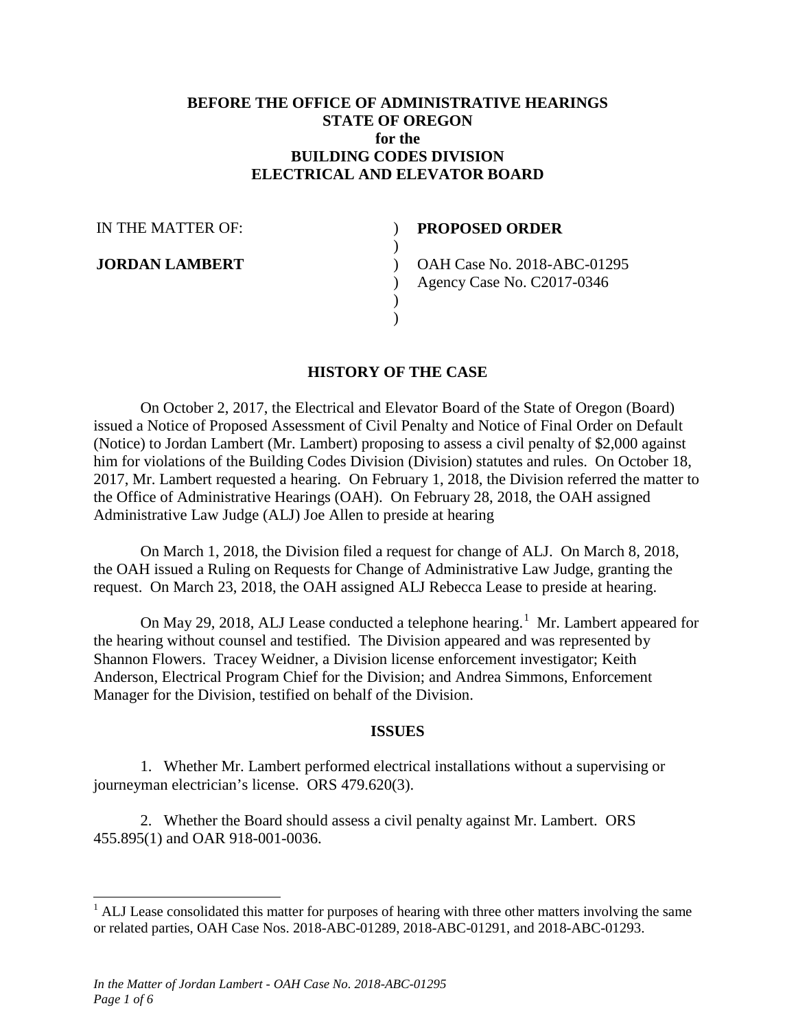**BEFORE THE OFFICE OF ADMINISTRATIVE HEARINGS**
**STATE OF OREGON**
**for the**
**BUILDING CODES DIVISION**
**ELECTRICAL AND ELEVATOR BOARD**

| | |
|---|---|
| IN THE MATTER OF: | ) **PROPOSED ORDER** |
| | ) |
| **JORDAN LAMBERT** | ) OAH Case No. 2018-ABC-01295 |
| | ) Agency Case No. C2017-0346 |
| | ) |
| | ) |

## HISTORY OF THE CASE

On October 2, 2017, the Electrical and Elevator Board of the State of Oregon (Board) issued a Notice of Proposed Assessment of Civil Penalty and Notice of Final Order on Default (Notice) to Jordan Lambert (Mr. Lambert) proposing to assess a civil penalty of $2,000 against him for violations of the Building Codes Division (Division) statutes and rules. On October 18, 2017, Mr. Lambert requested a hearing. On February 1, 2018, the Division referred the matter to the Office of Administrative Hearings (OAH). On February 28, 2018, the OAH assigned Administrative Law Judge (ALJ) Joe Allen to preside at hearing

On March 1, 2018, the Division filed a request for change of ALJ. On March 8, 2018, the OAH issued a Ruling on Requests for Change of Administrative Law Judge, granting the request. On March 23, 2018, the OAH assigned ALJ Rebecca Lease to preside at hearing.

On May 29, 2018, ALJ Lease conducted a telephone hearing.[1] Mr. Lambert appeared for the hearing without counsel and testified. The Division appeared and was represented by Shannon Flowers. Tracey Weidner, a Division license enforcement investigator; Keith Anderson, Electrical Program Chief for the Division; and Andrea Simmons, Enforcement Manager for the Division, testified on behalf of the Division.

## ISSUES

1. Whether Mr. Lambert performed electrical installations without a supervising or journeyman electrician's license. ORS 479.620(3).

2. Whether the Board should assess a civil penalty against Mr. Lambert. ORS 455.895(1) and OAR 918-001-0036.

---

[1] ALJ Lease consolidated this matter for purposes of hearing with three other matters involving the same or related parties, OAH Case Nos. 2018-ABC-01289, 2018-ABC-01291, and 2018-ABC-01293.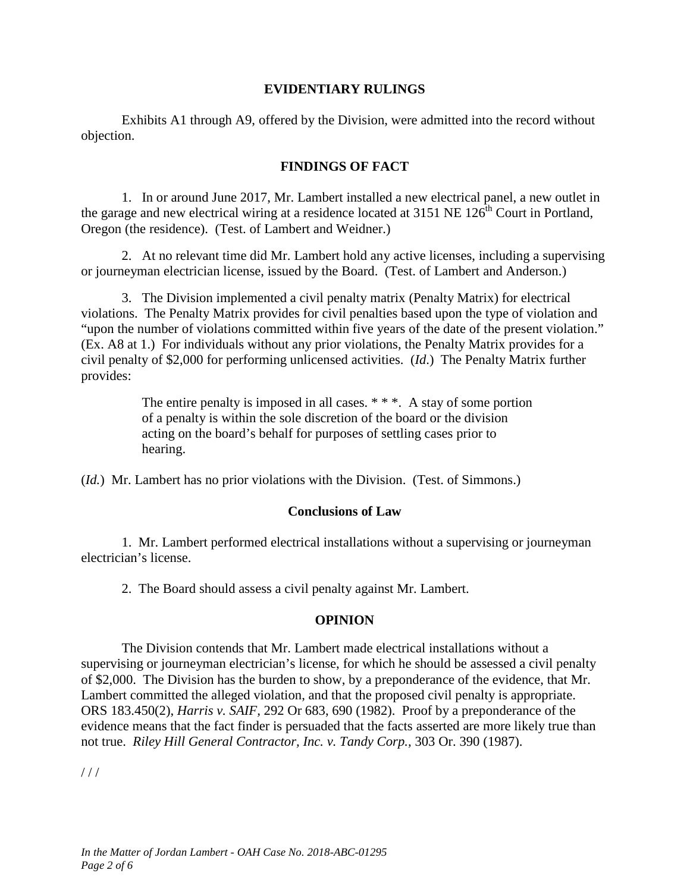## EVIDENTIARY RULINGS

Exhibits A1 through A9, offered by the Division, were admitted into the record without objection.

## FINDINGS OF FACT

1. In or around June 2017, Mr. Lambert installed a new electrical panel, a new outlet in the garage and new electrical wiring at a residence located at 3151 NE 126th Court in Portland, Oregon (the residence). (Test. of Lambert and Weidner.)

2. At no relevant time did Mr. Lambert hold any active licenses, including a supervising or journeyman electrician license, issued by the Board. (Test. of Lambert and Anderson.)

3. The Division implemented a civil penalty matrix (Penalty Matrix) for electrical violations. The Penalty Matrix provides for civil penalties based upon the type of violation and "upon the number of violations committed within five years of the date of the present violation." (Ex. A8 at 1.) For individuals without any prior violations, the Penalty Matrix provides for a civil penalty of $2,000 for performing unlicensed activities. (*Id*.) The Penalty Matrix further provides:

> The entire penalty is imposed in all cases. * * *. A stay of some portion of a penalty is within the sole discretion of the board or the division acting on the board's behalf for purposes of settling cases prior to hearing.

(*Id.*) Mr. Lambert has no prior violations with the Division. (Test. of Simmons.)

## Conclusions of Law

1. Mr. Lambert performed electrical installations without a supervising or journeyman electrician's license.

2. The Board should assess a civil penalty against Mr. Lambert.

## OPINION

The Division contends that Mr. Lambert made electrical installations without a supervising or journeyman electrician's license, for which he should be assessed a civil penalty of $2,000. The Division has the burden to show, by a preponderance of the evidence, that Mr. Lambert committed the alleged violation, and that the proposed civil penalty is appropriate. ORS 183.450(2), *Harris v. SAIF*, 292 Or 683, 690 (1982). Proof by a preponderance of the evidence means that the fact finder is persuaded that the facts asserted are more likely true than not true. *Riley Hill General Contractor, Inc. v. Tandy Corp.*, 303 Or. 390 (1987).

/ / /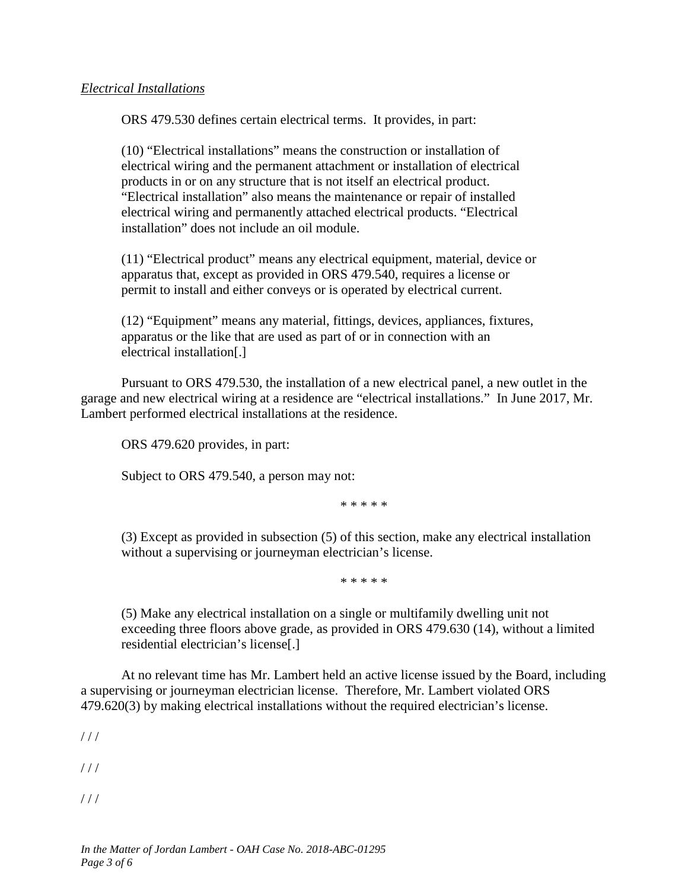*Electrical Installations*

ORS 479.530 defines certain electrical terms. It provides, in part:

> (10) "Electrical installations" means the construction or installation of electrical wiring and the permanent attachment or installation of electrical products in or on any structure that is not itself an electrical product. "Electrical installation" also means the maintenance or repair of installed electrical wiring and permanently attached electrical products. "Electrical installation" does not include an oil module.
>
> (11) "Electrical product" means any electrical equipment, material, device or apparatus that, except as provided in ORS 479.540, requires a license or permit to install and either conveys or is operated by electrical current.
>
> (12) "Equipment" means any material, fittings, devices, appliances, fixtures, apparatus or the like that are used as part of or in connection with an electrical installation[.]

Pursuant to ORS 479.530, the installation of a new electrical panel, a new outlet in the garage and new electrical wiring at a residence are "electrical installations." In June 2017, Mr. Lambert performed electrical installations at the residence.

ORS 479.620 provides, in part:

> Subject to ORS 479.540, a person may not:
>
> \* \* \* \* \*
>
> (3) Except as provided in subsection (5) of this section, make any electrical installation without a supervising or journeyman electrician's license.
>
> \* \* \* \* \*
>
> (5) Make any electrical installation on a single or multifamily dwelling unit not exceeding three floors above grade, as provided in ORS 479.630 (14), without a limited residential electrician's license[.]

At no relevant time has Mr. Lambert held an active license issued by the Board, including a supervising or journeyman electrician license. Therefore, Mr. Lambert violated ORS 479.620(3) by making electrical installations without the required electrician's license.

/ / /

/ / /

/ / /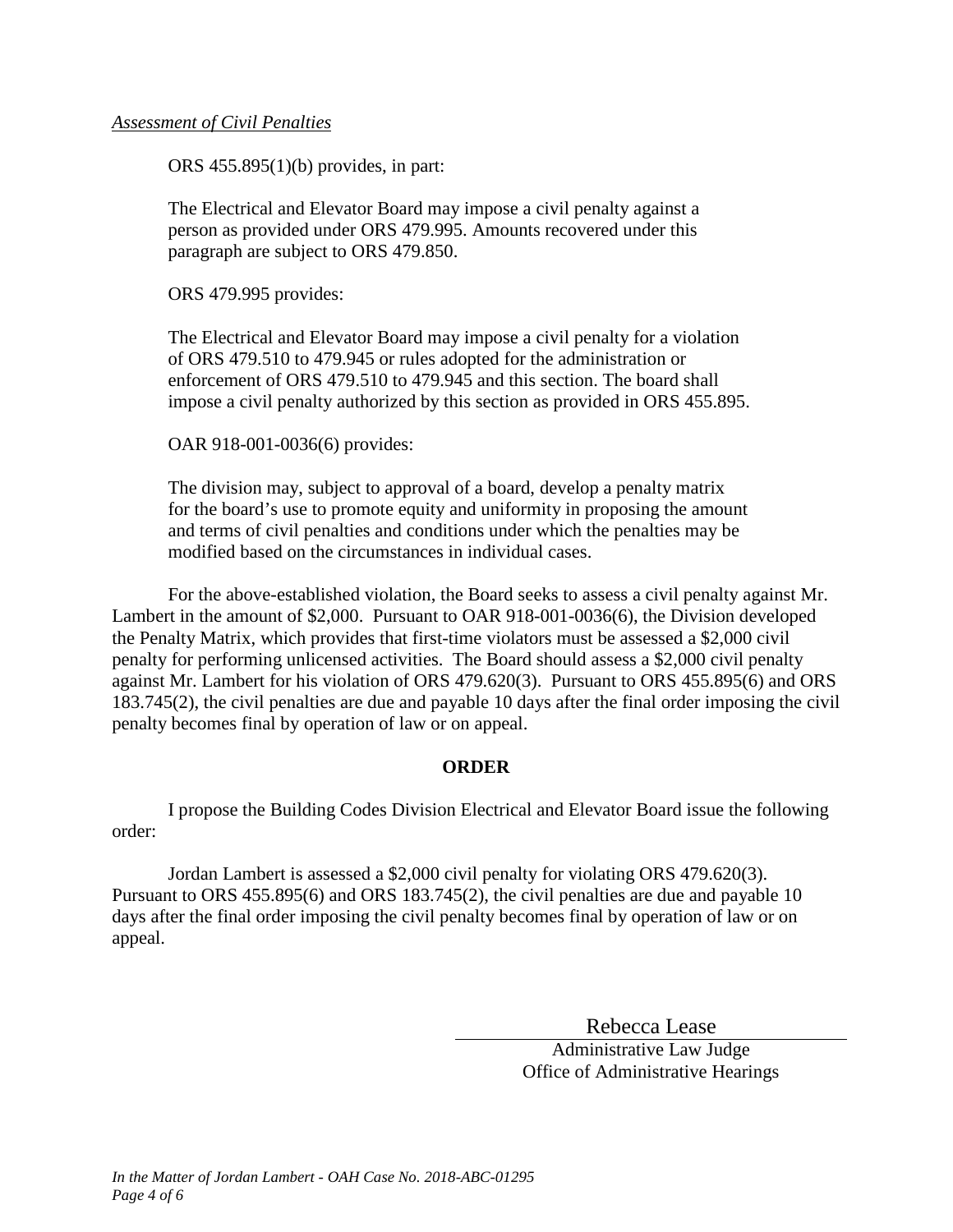*Assessment of Civil Penalties*

ORS 455.895(1)(b) provides, in part:

> The Electrical and Elevator Board may impose a civil penalty against a person as provided under ORS 479.995. Amounts recovered under this paragraph are subject to ORS 479.850.

ORS 479.995 provides:

> The Electrical and Elevator Board may impose a civil penalty for a violation of ORS 479.510 to 479.945 or rules adopted for the administration or enforcement of ORS 479.510 to 479.945 and this section. The board shall impose a civil penalty authorized by this section as provided in ORS 455.895.

OAR 918-001-0036(6) provides:

> The division may, subject to approval of a board, develop a penalty matrix for the board's use to promote equity and uniformity in proposing the amount and terms of civil penalties and conditions under which the penalties may be modified based on the circumstances in individual cases.

For the above-established violation, the Board seeks to assess a civil penalty against Mr. Lambert in the amount of $2,000. Pursuant to OAR 918-001-0036(6), the Division developed the Penalty Matrix, which provides that first-time violators must be assessed a $2,000 civil penalty for performing unlicensed activities. The Board should assess a $2,000 civil penalty against Mr. Lambert for his violation of ORS 479.620(3). Pursuant to ORS 455.895(6) and ORS 183.745(2), the civil penalties are due and payable 10 days after the final order imposing the civil penalty becomes final by operation of law or on appeal.

## ORDER

I propose the Building Codes Division Electrical and Elevator Board issue the following order:

Jordan Lambert is assessed a $2,000 civil penalty for violating ORS 479.620(3). Pursuant to ORS 455.895(6) and ORS 183.745(2), the civil penalties are due and payable 10 days after the final order imposing the civil penalty becomes final by operation of law or on appeal.

Rebecca Lease
Administrative Law Judge
Office of Administrative Hearings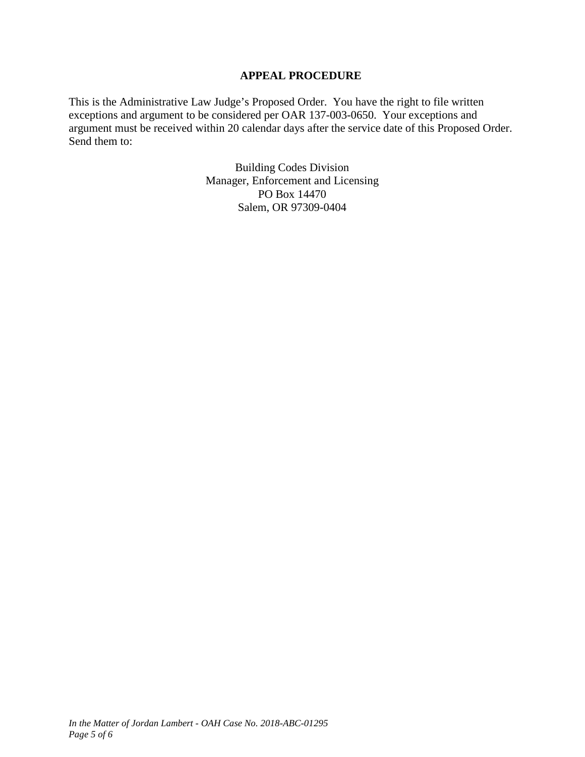## APPEAL PROCEDURE

This is the Administrative Law Judge's Proposed Order. You have the right to file written exceptions and argument to be considered per OAR 137-003-0650. Your exceptions and argument must be received within 20 calendar days after the service date of this Proposed Order. Send them to:

Building Codes Division
Manager, Enforcement and Licensing
PO Box 14470
Salem, OR 97309-0404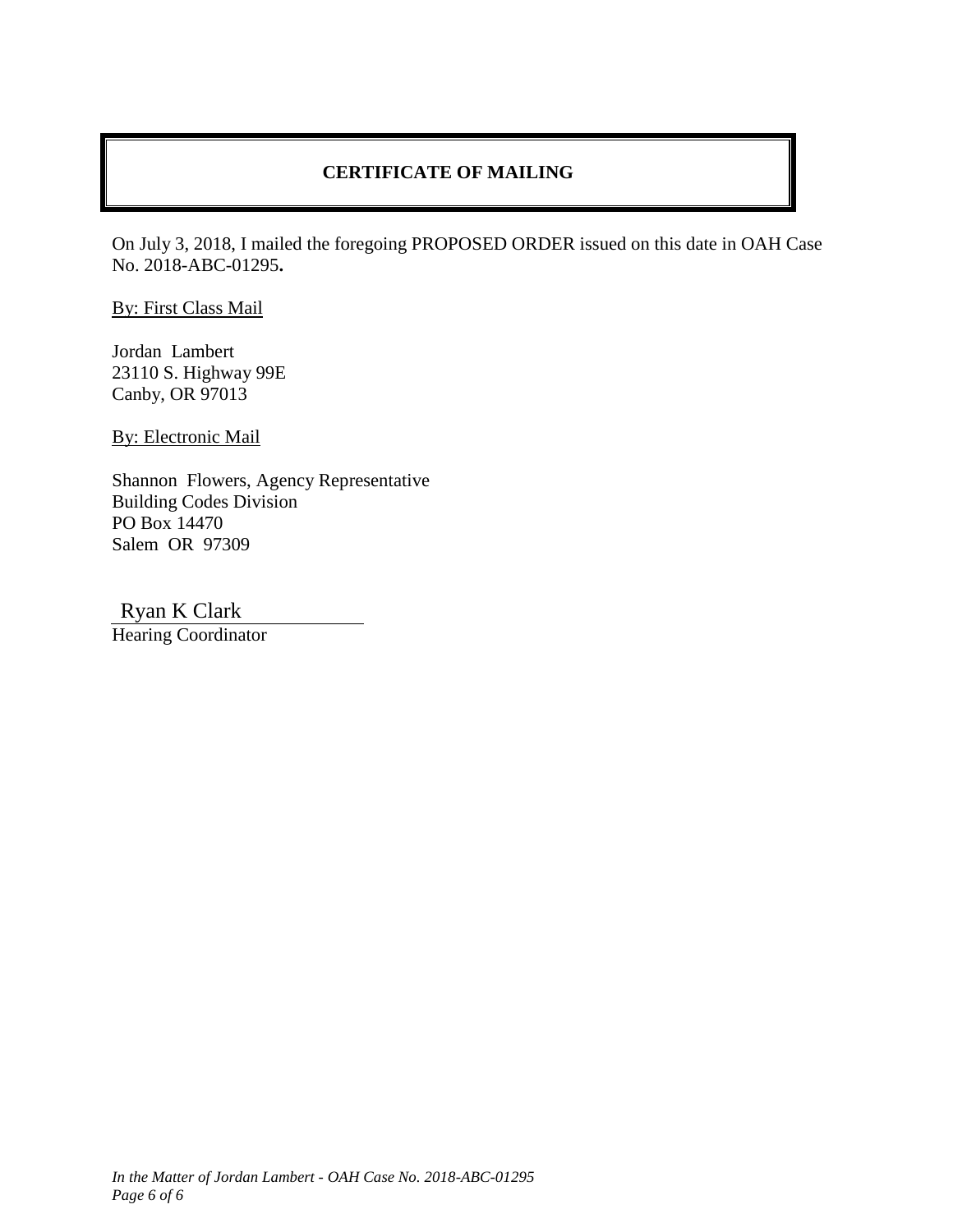## CERTIFICATE OF MAILING

On July 3, 2018, I mailed the foregoing PROPOSED ORDER issued on this date in OAH Case No. 2018-ABC-01295**.**

By: First Class Mail

Jordan Lambert
23110 S. Highway 99E
Canby, OR 97013

By: Electronic Mail

Shannon Flowers, Agency Representative
Building Codes Division
PO Box 14470
Salem OR 97309

Ryan K Clark
Hearing Coordinator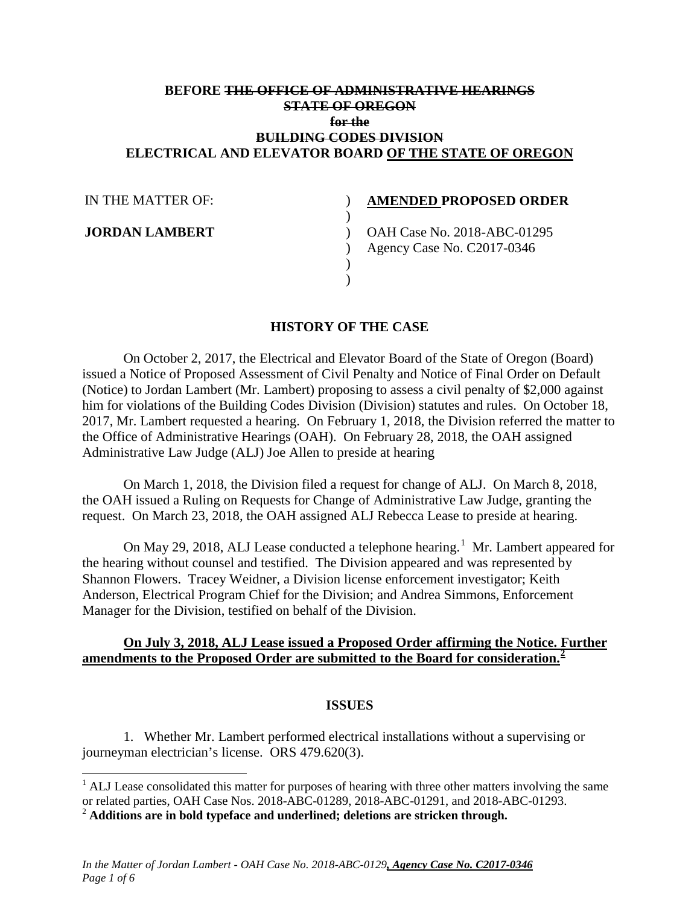**BEFORE ~~THE OFFICE OF ADMINISTRATIVE HEARINGS~~**
**~~STATE OF OREGON~~**
**~~for the~~**
**~~BUILDING CODES DIVISION~~**
**ELECTRICAL AND ELEVATOR BOARD <u>OF THE STATE OF OREGON</u>**

| | | |
|---|---|---|
| IN THE MATTER OF: | ) | **<u>AMENDED</u> PROPOSED ORDER** |
| | ) | |
| **JORDAN LAMBERT** | ) | OAH Case No. 2018-ABC-01295 |
| | ) | Agency Case No. C2017-0346 |
| | ) | |
| | ) | |

## HISTORY OF THE CASE

On October 2, 2017, the Electrical and Elevator Board of the State of Oregon (Board) issued a Notice of Proposed Assessment of Civil Penalty and Notice of Final Order on Default (Notice) to Jordan Lambert (Mr. Lambert) proposing to assess a civil penalty of $2,000 against him for violations of the Building Codes Division (Division) statutes and rules. On October 18, 2017, Mr. Lambert requested a hearing. On February 1, 2018, the Division referred the matter to the Office of Administrative Hearings (OAH). On February 28, 2018, the OAH assigned Administrative Law Judge (ALJ) Joe Allen to preside at hearing

On March 1, 2018, the Division filed a request for change of ALJ. On March 8, 2018, the OAH issued a Ruling on Requests for Change of Administrative Law Judge, granting the request. On March 23, 2018, the OAH assigned ALJ Rebecca Lease to preside at hearing.

On May 29, 2018, ALJ Lease conducted a telephone hearing.[1] Mr. Lambert appeared for the hearing without counsel and testified. The Division appeared and was represented by Shannon Flowers. Tracey Weidner, a Division license enforcement investigator; Keith Anderson, Electrical Program Chief for the Division; and Andrea Simmons, Enforcement Manager for the Division, testified on behalf of the Division.

**<u>On July 3, 2018, ALJ Lease issued a Proposed Order affirming the Notice. Further amendments to the Proposed Order are submitted to the Board for consideration.</u>[2]**

## ISSUES

1. Whether Mr. Lambert performed electrical installations without a supervising or journeyman electrician's license. ORS 479.620(3).

---

[1] ALJ Lease consolidated this matter for purposes of hearing with three other matters involving the same or related parties, OAH Case Nos. 2018-ABC-01289, 2018-ABC-01291, and 2018-ABC-01293.

[2] **Additions are in bold typeface and underlined; deletions are stricken through.**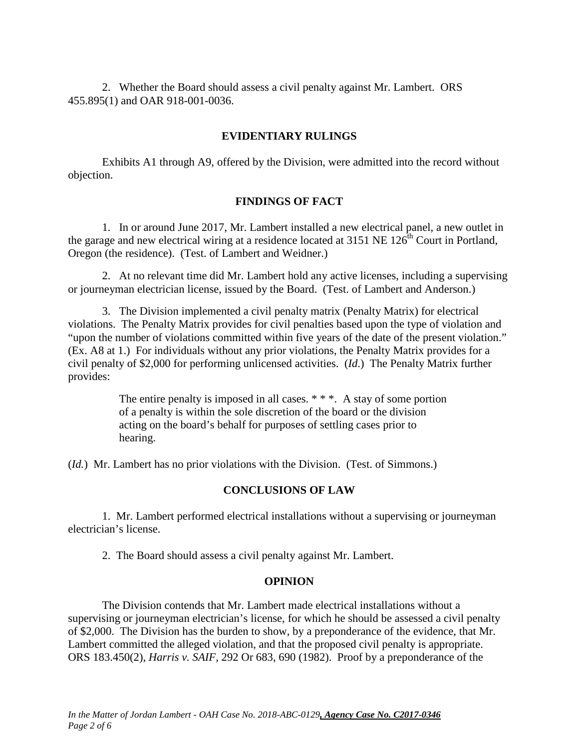2. Whether the Board should assess a civil penalty against Mr. Lambert. ORS 455.895(1) and OAR 918-001-0036.

## EVIDENTIARY RULINGS

Exhibits A1 through A9, offered by the Division, were admitted into the record without objection.

## FINDINGS OF FACT

1. In or around June 2017, Mr. Lambert installed a new electrical panel, a new outlet in the garage and new electrical wiring at a residence located at 3151 NE 126th Court in Portland, Oregon (the residence). (Test. of Lambert and Weidner.)

2. At no relevant time did Mr. Lambert hold any active licenses, including a supervising or journeyman electrician license, issued by the Board. (Test. of Lambert and Anderson.)

3. The Division implemented a civil penalty matrix (Penalty Matrix) for electrical violations. The Penalty Matrix provides for civil penalties based upon the type of violation and "upon the number of violations committed within five years of the date of the present violation." (Ex. A8 at 1.) For individuals without any prior violations, the Penalty Matrix provides for a civil penalty of $2,000 for performing unlicensed activities. (*Id*.) The Penalty Matrix further provides:

> The entire penalty is imposed in all cases. * * *. A stay of some portion of a penalty is within the sole discretion of the board or the division acting on the board's behalf for purposes of settling cases prior to hearing.

(*Id.*) Mr. Lambert has no prior violations with the Division. (Test. of Simmons.)

## CONCLUSIONS OF LAW

1. Mr. Lambert performed electrical installations without a supervising or journeyman electrician's license.

2. The Board should assess a civil penalty against Mr. Lambert.

## OPINION

The Division contends that Mr. Lambert made electrical installations without a supervising or journeyman electrician's license, for which he should be assessed a civil penalty of $2,000. The Division has the burden to show, by a preponderance of the evidence, that Mr. Lambert committed the alleged violation, and that the proposed civil penalty is appropriate. ORS 183.450(2), *Harris v. SAIF*, 292 Or 683, 690 (1982). Proof by a preponderance of the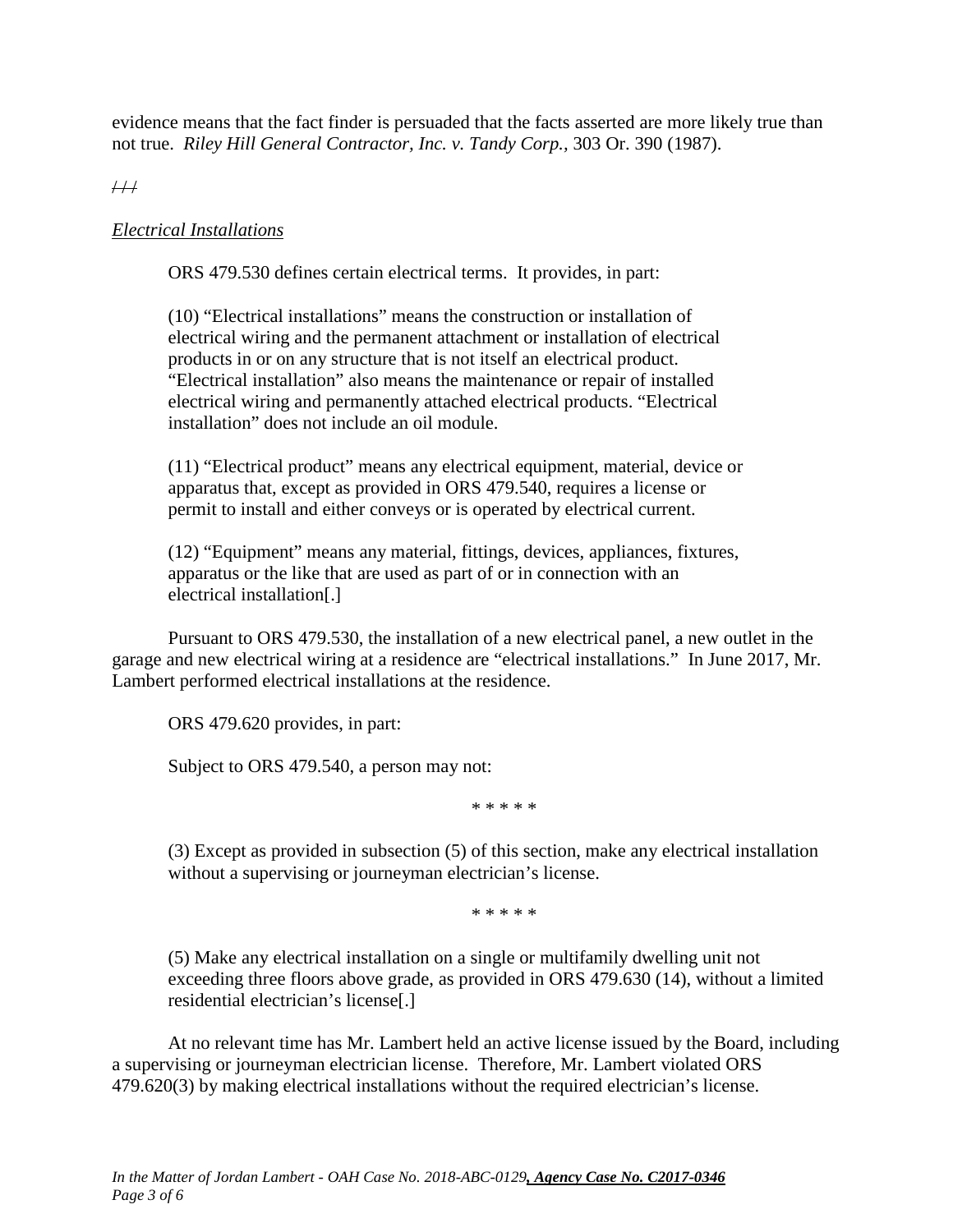evidence means that the fact finder is persuaded that the facts asserted are more likely true than not true. *Riley Hill General Contractor, Inc. v. Tandy Corp.,* 303 Or. 390 (1987).

///

*Electrical Installations*

ORS 479.530 defines certain electrical terms. It provides, in part:

> (10) "Electrical installations" means the construction or installation of electrical wiring and the permanent attachment or installation of electrical products in or on any structure that is not itself an electrical product. "Electrical installation" also means the maintenance or repair of installed electrical wiring and permanently attached electrical products. "Electrical installation" does not include an oil module.
>
> (11) "Electrical product" means any electrical equipment, material, device or apparatus that, except as provided in ORS 479.540, requires a license or permit to install and either conveys or is operated by electrical current.
>
> (12) "Equipment" means any material, fittings, devices, appliances, fixtures, apparatus or the like that are used as part of or in connection with an electrical installation[.]

Pursuant to ORS 479.530, the installation of a new electrical panel, a new outlet in the garage and new electrical wiring at a residence are "electrical installations." In June 2017, Mr. Lambert performed electrical installations at the residence.

ORS 479.620 provides, in part:

> Subject to ORS 479.540, a person may not:
>
> \* \* \* \* \*
>
> (3) Except as provided in subsection (5) of this section, make any electrical installation without a supervising or journeyman electrician's license.
>
> \* \* \* \* \*
>
> (5) Make any electrical installation on a single or multifamily dwelling unit not exceeding three floors above grade, as provided in ORS 479.630 (14), without a limited residential electrician's license[.]

At no relevant time has Mr. Lambert held an active license issued by the Board, including a supervising or journeyman electrician license. Therefore, Mr. Lambert violated ORS 479.620(3) by making electrical installations without the required electrician's license.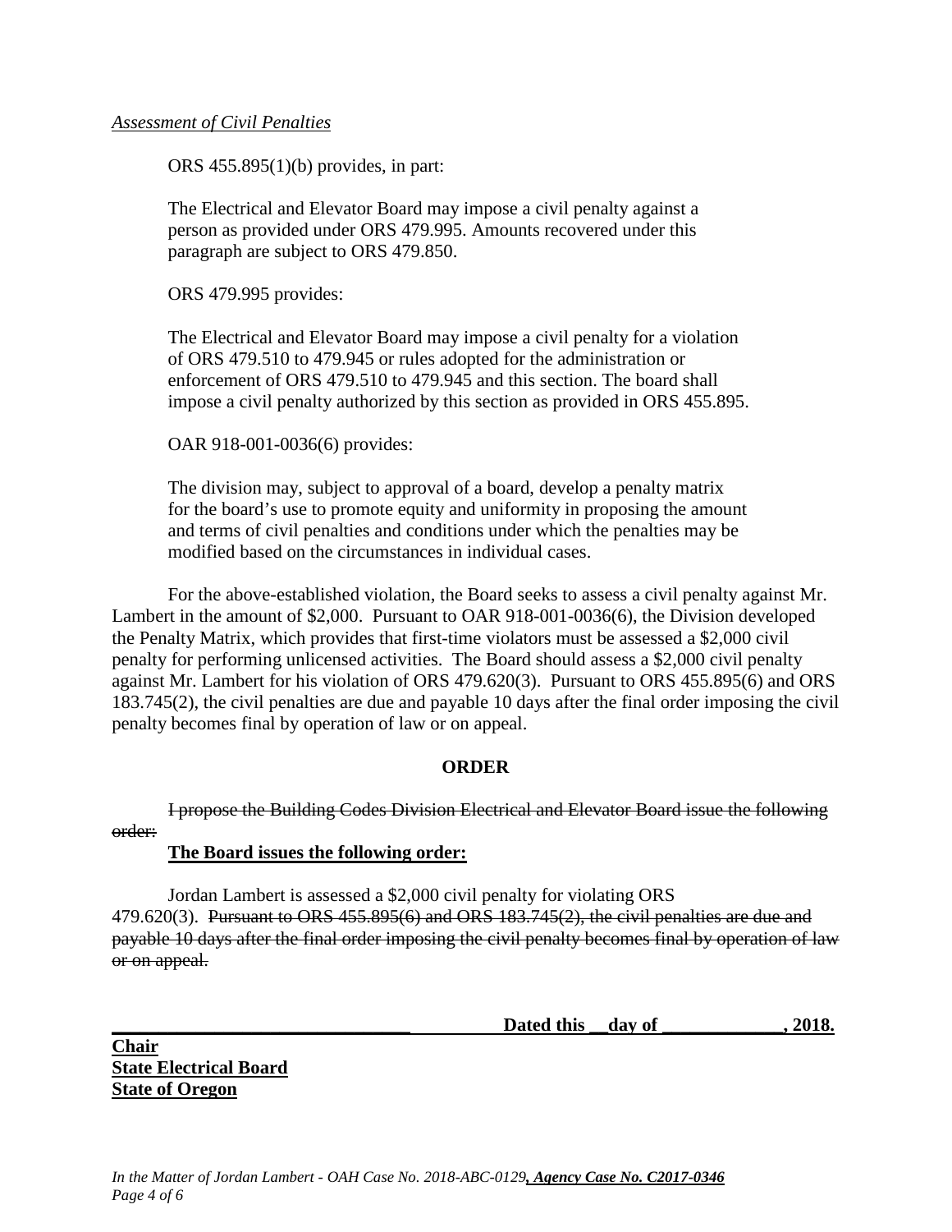*Assessment of Civil Penalties*

ORS 455.895(1)(b) provides, in part:

> The Electrical and Elevator Board may impose a civil penalty against a person as provided under ORS 479.995. Amounts recovered under this paragraph are subject to ORS 479.850.

ORS 479.995 provides:

> The Electrical and Elevator Board may impose a civil penalty for a violation of ORS 479.510 to 479.945 or rules adopted for the administration or enforcement of ORS 479.510 to 479.945 and this section. The board shall impose a civil penalty authorized by this section as provided in ORS 455.895.

OAR 918-001-0036(6) provides:

> The division may, subject to approval of a board, develop a penalty matrix for the board's use to promote equity and uniformity in proposing the amount and terms of civil penalties and conditions under which the penalties may be modified based on the circumstances in individual cases.

For the above-established violation, the Board seeks to assess a civil penalty against Mr. Lambert in the amount of $2,000. Pursuant to OAR 918-001-0036(6), the Division developed the Penalty Matrix, which provides that first-time violators must be assessed a $2,000 civil penalty for performing unlicensed activities. The Board should assess a $2,000 civil penalty against Mr. Lambert for his violation of ORS 479.620(3). Pursuant to ORS 455.895(6) and ORS 183.745(2), the civil penalties are due and payable 10 days after the final order imposing the civil penalty becomes final by operation of law or on appeal.

## ORDER

~~I propose the Building Codes Division Electrical and Elevator Board issue the following order:~~

**The Board issues the following order:**

Jordan Lambert is assessed a $2,000 civil penalty for violating ORS 479.620(3). ~~Pursuant to ORS 455.895(6) and ORS 183.745(2), the civil penalties are due and payable 10 days after the final order imposing the civil penalty becomes final by operation of law or on appeal.~~

**________________________________ Dated this __ day of _____________, 2018.**

**Chair**
**State Electrical Board**
**State of Oregon**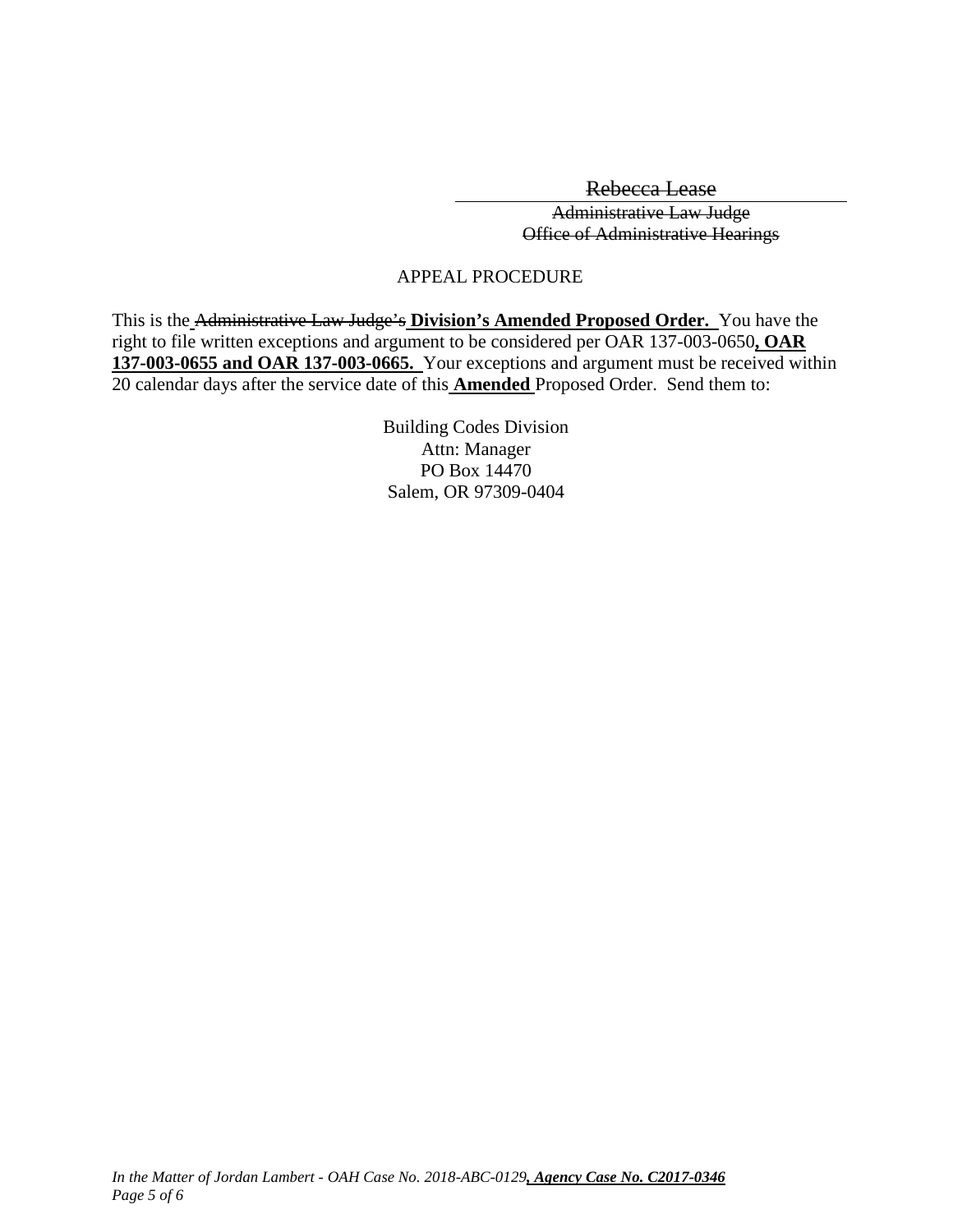~~Rebecca Lease~~

~~Administrative Law Judge~~
~~Office of Administrative Hearings~~

APPEAL PROCEDURE

This is the ~~Administrative Law Judge's~~ **Division's Amended Proposed Order.** You have the right to file written exceptions and argument to be considered per OAR 137-003-0650**, OAR 137-003-0655 and OAR 137-003-0665.** Your exceptions and argument must be received within 20 calendar days after the service date of this **Amended** Proposed Order. Send them to:

Building Codes Division
Attn: Manager
PO Box 14470
Salem, OR 97309-0404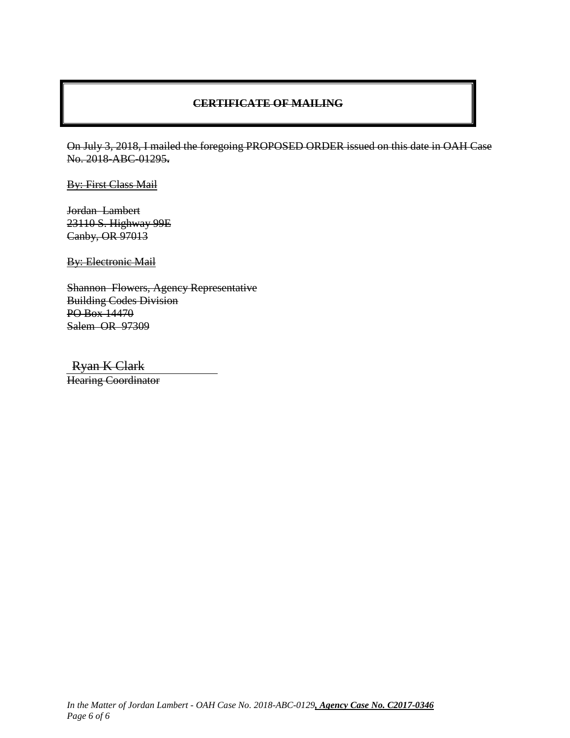## ~~**CERTIFICATE OF MAILING**~~

~~On July 3, 2018, I mailed the foregoing PROPOSED ORDER issued on this date in OAH Case No. 2018-ABC-01295.~~

~~By: First Class Mail~~

~~Jordan Lambert~~
~~23110 S. Highway 99E~~
~~Canby, OR 97013~~

~~By: Electronic Mail~~

~~Shannon Flowers, Agency Representative~~
~~Building Codes Division~~
~~PO Box 14470~~
~~Salem OR 97309~~

~~Ryan K Clark~~
~~Hearing Coordinator~~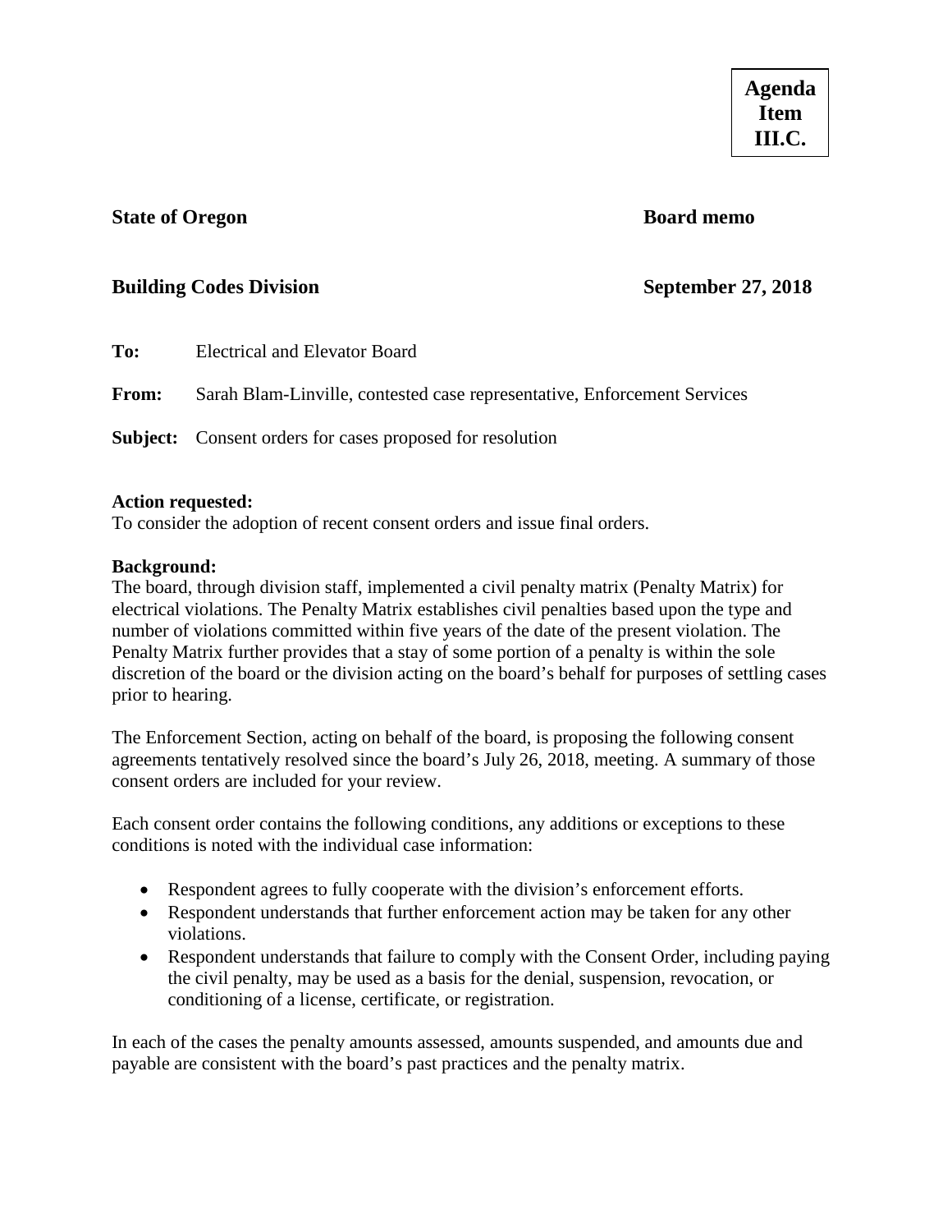**Agenda Item III.C.**

**State of Oregon** **Board memo**

**Building Codes Division** **September 27, 2018**

**To:** Electrical and Elevator Board

**From:** Sarah Blam-Linville, contested case representative, Enforcement Services

**Subject:** Consent orders for cases proposed for resolution

**Action requested:**
To consider the adoption of recent consent orders and issue final orders.

**Background:**
The board, through division staff, implemented a civil penalty matrix (Penalty Matrix) for electrical violations. The Penalty Matrix establishes civil penalties based upon the type and number of violations committed within five years of the date of the present violation. The Penalty Matrix further provides that a stay of some portion of a penalty is within the sole discretion of the board or the division acting on the board's behalf for purposes of settling cases prior to hearing.

The Enforcement Section, acting on behalf of the board, is proposing the following consent agreements tentatively resolved since the board's July 26, 2018, meeting. A summary of those consent orders are included for your review.

Each consent order contains the following conditions, any additions or exceptions to these conditions is noted with the individual case information:

- Respondent agrees to fully cooperate with the division's enforcement efforts.
- Respondent understands that further enforcement action may be taken for any other violations.
- Respondent understands that failure to comply with the Consent Order, including paying the civil penalty, may be used as a basis for the denial, suspension, revocation, or conditioning of a license, certificate, or registration.

In each of the cases the penalty amounts assessed, amounts suspended, and amounts due and payable are consistent with the board's past practices and the penalty matrix.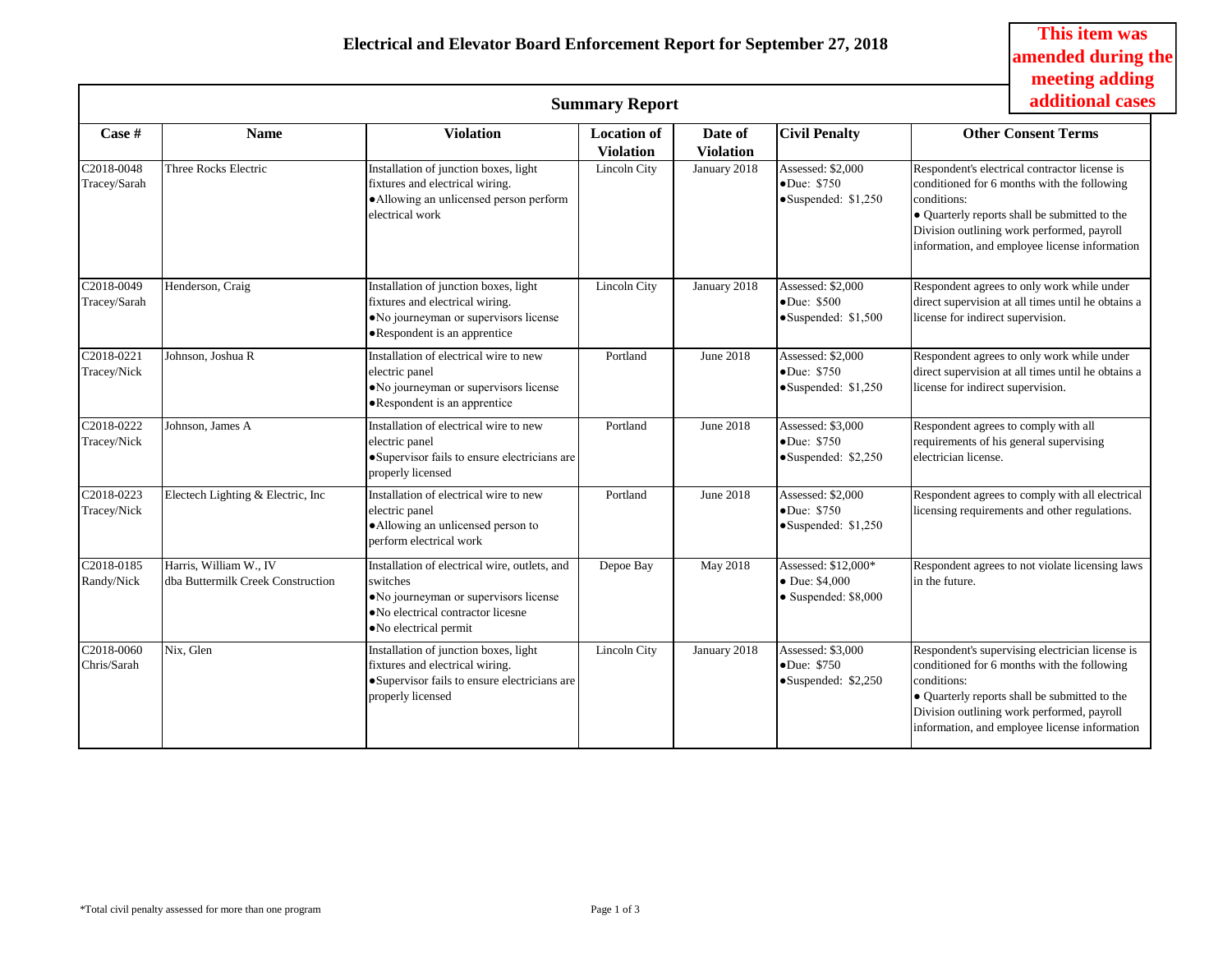# Electrical and Elevator Board Enforcement Report for September 27, 2018

**This item was amended during the meeting adding additional cases**

## Summary Report

| Case # | Name | Violation | Location of Violation | Date of Violation | Civil Penalty | Other Consent Terms |
|---|---|---|---|---|---|---|
| C2018-0048 Tracey/Sarah | Three Rocks Electric | Installation of junction boxes, light fixtures and electrical wiring. • Allowing an unlicensed person perform electrical work | Lincoln City | January 2018 | Assessed: $2,000 • Due: $750 • Suspended: $1,250 | Respondent's electrical contractor license is conditioned for 6 months with the following conditions: • Quarterly reports shall be submitted to the Division outlining work performed, payroll information, and employee license information |
| C2018-0049 Tracey/Sarah | Henderson, Craig | Installation of junction boxes, light fixtures and electrical wiring. • No journeyman or supervisors license • Respondent is an apprentice | Lincoln City | January 2018 | Assessed: $2,000 • Due: $500 • Suspended: $1,500 | Respondent agrees to only work while under direct supervision at all times until he obtains a license for indirect supervision. |
| C2018-0221 Tracey/Nick | Johnson, Joshua R | Installation of electrical wire to new electric panel • No journeyman or supervisors license • Respondent is an apprentice | Portland | June 2018 | Assessed: $2,000 • Due: $750 • Suspended: $1,250 | Respondent agrees to only work while under direct supervision at all times until he obtains a license for indirect supervision. |
| C2018-0222 Tracey/Nick | Johnson, James A | Installation of electrical wire to new electric panel • Supervisor fails to ensure electricians are properly licensed | Portland | June 2018 | Assessed: $3,000 • Due: $750 • Suspended: $2,250 | Respondent agrees to comply with all requirements of his general supervising electrician license. |
| C2018-0223 Tracey/Nick | Electech Lighting & Electric, Inc | Installation of electrical wire to new electric panel • Allowing an unlicensed person to perform electrical work | Portland | June 2018 | Assessed: $2,000 • Due: $750 • Suspended: $1,250 | Respondent agrees to comply with all electrical licensing requirements and other regulations. |
| C2018-0185 Randy/Nick | Harris, William W., IV dba Buttermilk Creek Construction | Installation of electrical wire, outlets, and switches • No journeyman or supervisors license • No electrical contractor licesne • No electrical permit | Depoe Bay | May 2018 | Assessed: $12,000* • Due: $4,000 • Suspended: $8,000 | Respondent agrees to not violate licensing laws in the future. |
| C2018-0060 Chris/Sarah | Nix, Glen | Installation of junction boxes, light fixtures and electrical wiring. • Supervisor fails to ensure electricians are properly licensed | Lincoln City | January 2018 | Assessed: $3,000 • Due: $750 • Suspended: $2,250 | Respondent's supervising electrician license is conditioned for 6 months with the following conditions: • Quarterly reports shall be submitted to the Division outlining work performed, payroll information, and employee license information |

*Total civil penalty assessed for more than one program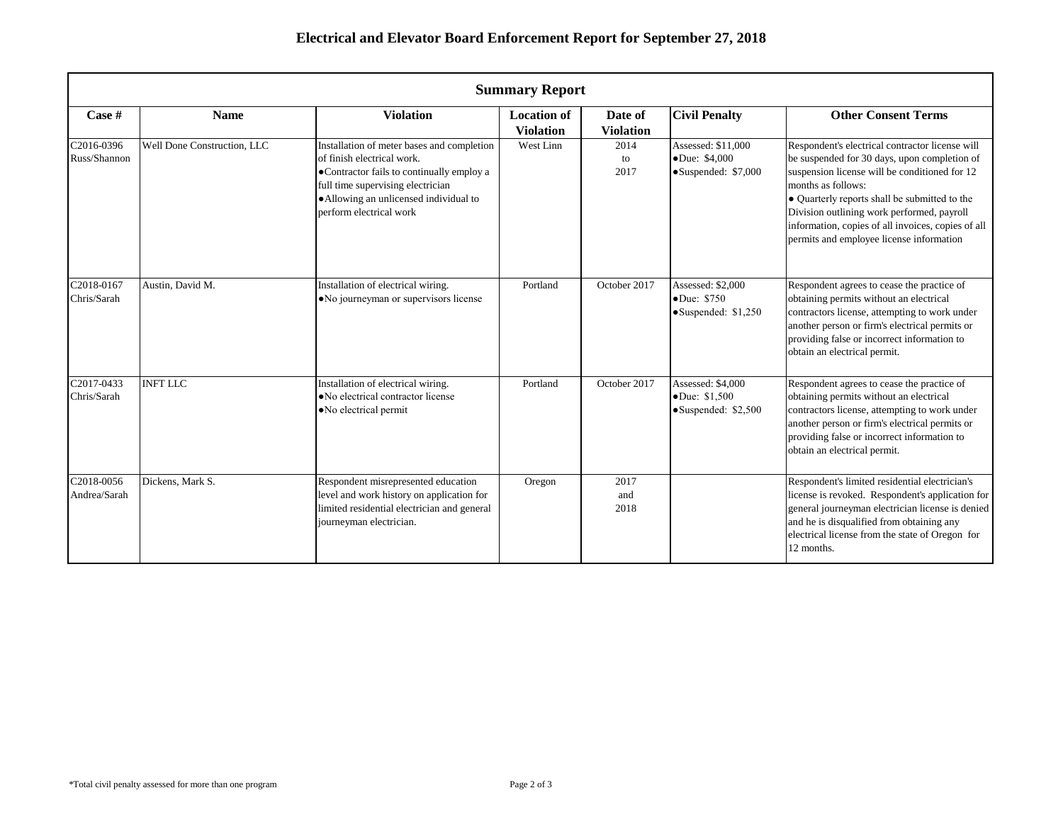## Electrical and Elevator Board Enforcement Report for September 27, 2018

| Summary Report | | | | | | |
|---|---|---|---|---|---|---|
| **Case #** | **Name** | **Violation** | **Location of Violation** | **Date of Violation** | **Civil Penalty** | **Other Consent Terms** |
| C2016-0396 Russ/Shannon | Well Done Construction, LLC | Installation of meter bases and completion of finish electrical work. ●Contractor fails to continually employ a full time supervising electrician ●Allowing an unlicensed individual to perform electrical work | West Linn | 2014 to 2017 | Assessed: $11,000 ●Due: $4,000 ●Suspended: $7,000 | Respondent's electrical contractor license will be suspended for 30 days, upon completion of suspension license will be conditioned for 12 months as follows: ● Quarterly reports shall be submitted to the Division outlining work performed, payroll information, copies of all invoices, copies of all permits and employee license information |
| C2018-0167 Chris/Sarah | Austin, David M. | Installation of electrical wiring. ●No journeyman or supervisors license | Portland | October 2017 | Assessed: $2,000 ●Due: $750 ●Suspended: $1,250 | Respondent agrees to cease the practice of obtaining permits without an electrical contractors license, attempting to work under another person or firm's electrical permits or providing false or incorrect information to obtain an electrical permit. |
| C2017-0433 Chris/Sarah | INFT LLC | Installation of electrical wiring. ●No electrical contractor license ●No electrical permit | Portland | October 2017 | Assessed: $4,000 ●Due: $1,500 ●Suspended: $2,500 | Respondent agrees to cease the practice of obtaining permits without an electrical contractors license, attempting to work under another person or firm's electrical permits or providing false or incorrect information to obtain an electrical permit. |
| C2018-0056 Andrea/Sarah | Dickens, Mark S. | Respondent misrepresented education level and work history on application for limited residential electrician and general journeyman electrician. | Oregon | 2017 and 2018 | | Respondent's limited residential electrician's license is revoked. Respondent's application for general journeyman electrician license is denied and he is disqualified from obtaining any electrical license from the state of Oregon for 12 months. |

*Total civil penalty assessed for more than one program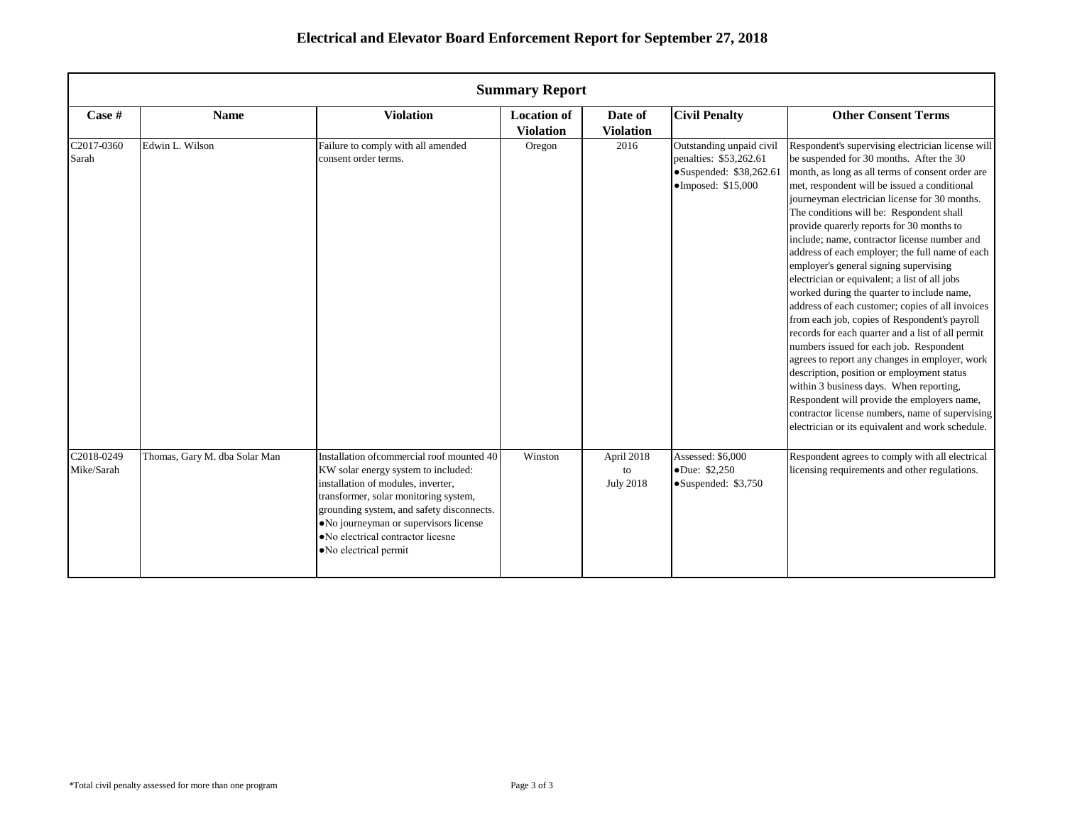# Electrical and Elevator Board Enforcement Report for September 27, 2018

| Summary Report | | | | | | |
|---|---|---|---|---|---|---|
| **Case #** | **Name** | **Violation** | **Location of Violation** | **Date of Violation** | **Civil Penalty** | **Other Consent Terms** |
| C2017-0360 Sarah | Edwin L. Wilson | Failure to comply with all amended consent order terms. | Oregon | 2016 | Outstanding unpaid civil penalties: $53,262.61<br>●Suspended: $38,262.61<br>●Imposed: $15,000 | Respondent's supervising electrician license will be suspended for 30 months. After the 30 month, as long as all terms of consent order are met, respondent will be issued a conditional journeyman electrician license for 30 months. The conditions will be: Respondent shall provide quarerly reports for 30 months to include; name, contractor license number and address of each employer; the full name of each employer's general signing supervising electrician or equivalent; a list of all jobs worked during the quarter to include name, address of each customer; copies of all invoices from each job, copies of Respondent's payroll records for each quarter and a list of all permit numbers issued for each job. Respondent agrees to report any changes in employer, work description, position or employment status within 3 business days. When reporting, Respondent will provide the employers name, contractor license numbers, name of supervising electrician or its equivalent and work schedule. |
| C2018-0249 Mike/Sarah | Thomas, Gary M. dba Solar Man | Installation ofcommercial roof mounted 40 KW solar energy system to included: installation of modules, inverter, transformer, solar monitoring system, grounding system, and safety disconnects.<br>●No journeyman or supervisors license<br>●No electrical contractor licesne<br>●No electrical permit | Winston | April 2018 to July 2018 | Assessed: $6,000<br>●Due: $2,250<br>●Suspended: $3,750 | Respondent agrees to comply with all electrical licensing requirements and other regulations. |

*Total civil penalty assessed for more than one program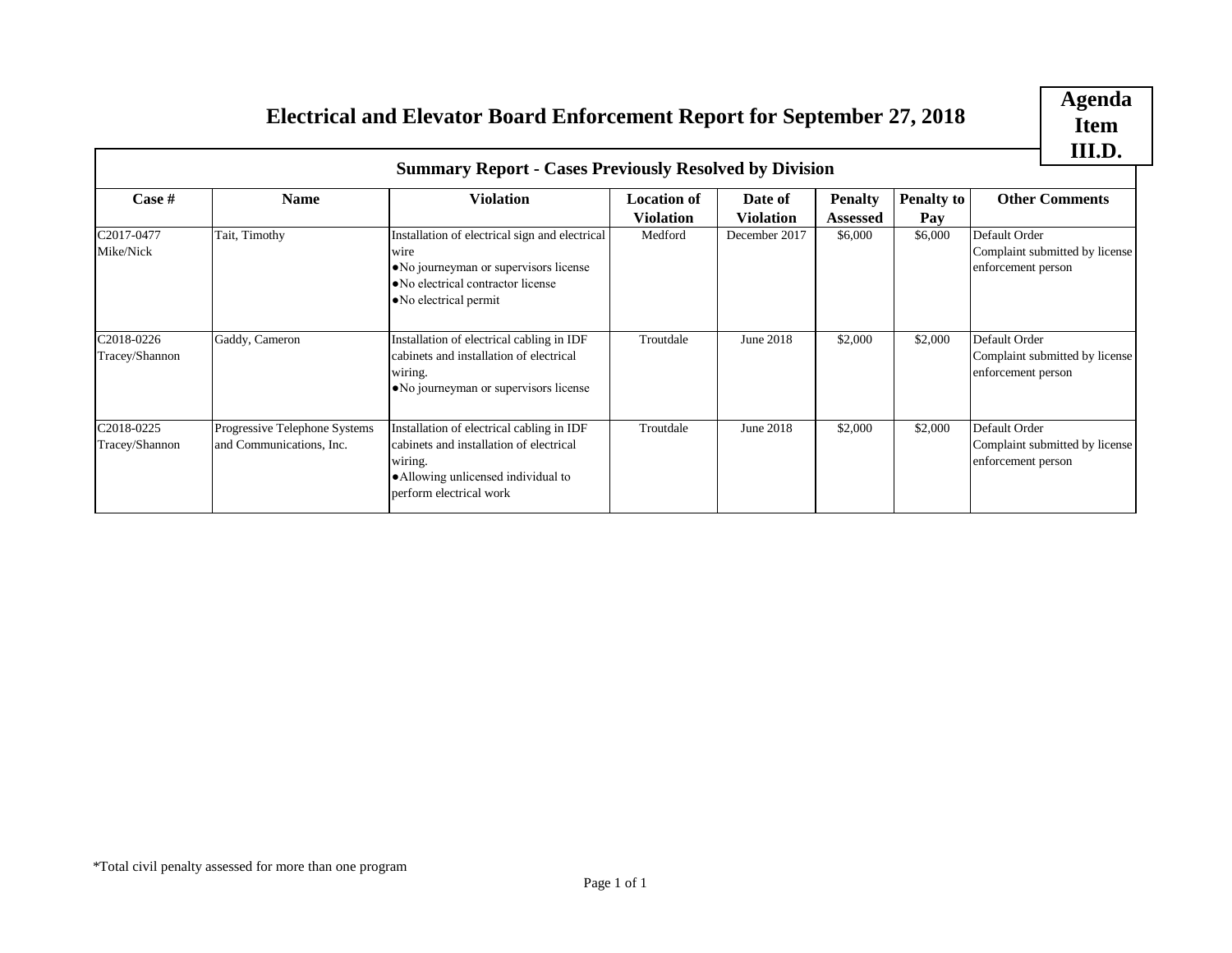# Electrical and Elevator Board Enforcement Report for September 27, 2018

**Agenda Item III.D.**

## Summary Report - Cases Previously Resolved by Division

| Case # | Name | Violation | Location of Violation | Date of Violation | Penalty Assessed | Penalty to Pay | Other Comments |
|---|---|---|---|---|---|---|---|
| C2017-0477 Mike/Nick | Tait, Timothy | Installation of electrical sign and electrical wire<br>●No journeyman or supervisors license<br>●No electrical contractor license<br>●No electrical permit | Medford | December 2017 | $6,000 | $6,000 | Default Order<br>Complaint submitted by license enforcement person |
| C2018-0226 Tracey/Shannon | Gaddy, Cameron | Installation of electrical cabling in IDF cabinets and installation of electrical wiring.<br>●No journeyman or supervisors license | Troutdale | June 2018 | $2,000 | $2,000 | Default Order<br>Complaint submitted by license enforcement person |
| C2018-0225 Tracey/Shannon | Progressive Telephone Systems and Communications, Inc. | Installation of electrical cabling in IDF cabinets and installation of electrical wiring.<br>●Allowing unlicensed individual to perform electrical work | Troutdale | June 2018 | $2,000 | $2,000 | Default Order<br>Complaint submitted by license enforcement person |

*Total civil penalty assessed for more than one program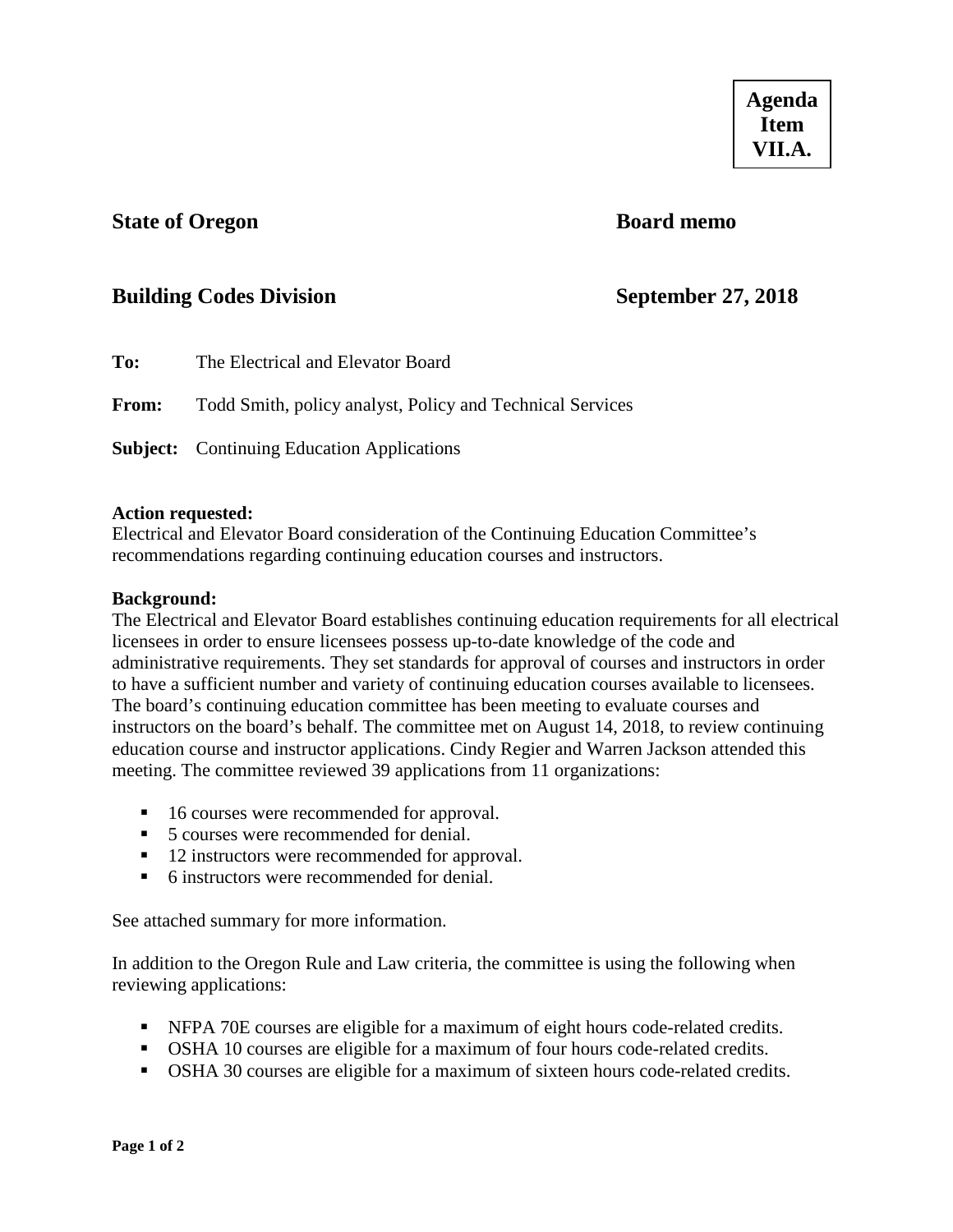**Agenda Item VII.A.**

**State of Oregon** **Board memo**

**Building Codes Division** **September 27, 2018**

**To:** The Electrical and Elevator Board

**From:** Todd Smith, policy analyst, Policy and Technical Services

**Subject:** Continuing Education Applications

**Action requested:**
Electrical and Elevator Board consideration of the Continuing Education Committee's recommendations regarding continuing education courses and instructors.

**Background:**
The Electrical and Elevator Board establishes continuing education requirements for all electrical licensees in order to ensure licensees possess up-to-date knowledge of the code and administrative requirements. They set standards for approval of courses and instructors in order to have a sufficient number and variety of continuing education courses available to licensees. The board's continuing education committee has been meeting to evaluate courses and instructors on the board's behalf. The committee met on August 14, 2018, to review continuing education course and instructor applications. Cindy Regier and Warren Jackson attended this meeting. The committee reviewed 39 applications from 11 organizations:

- 16 courses were recommended for approval.
- 5 courses were recommended for denial.
- 12 instructors were recommended for approval.
- 6 instructors were recommended for denial.

See attached summary for more information.

In addition to the Oregon Rule and Law criteria, the committee is using the following when reviewing applications:

- NFPA 70E courses are eligible for a maximum of eight hours code-related credits.
- OSHA 10 courses are eligible for a maximum of four hours code-related credits.
- OSHA 30 courses are eligible for a maximum of sixteen hours code-related credits.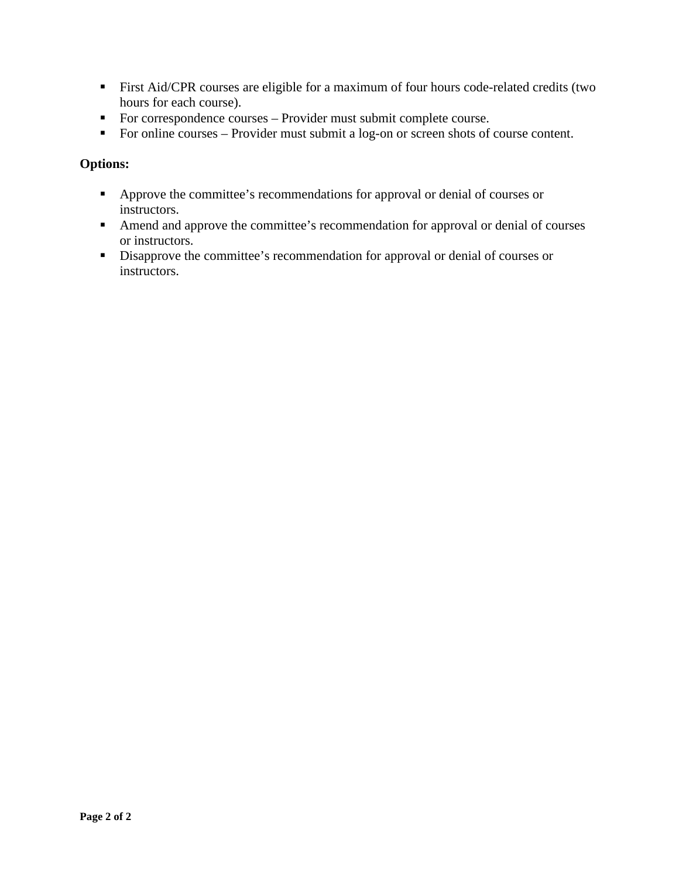- First Aid/CPR courses are eligible for a maximum of four hours code-related credits (two hours for each course).
- For correspondence courses – Provider must submit complete course.
- For online courses – Provider must submit a log-on or screen shots of course content.

**Options:**

- Approve the committee’s recommendations for approval or denial of courses or instructors.
- Amend and approve the committee’s recommendation for approval or denial of courses or instructors.
- Disapprove the committee’s recommendation for approval or denial of courses or instructors.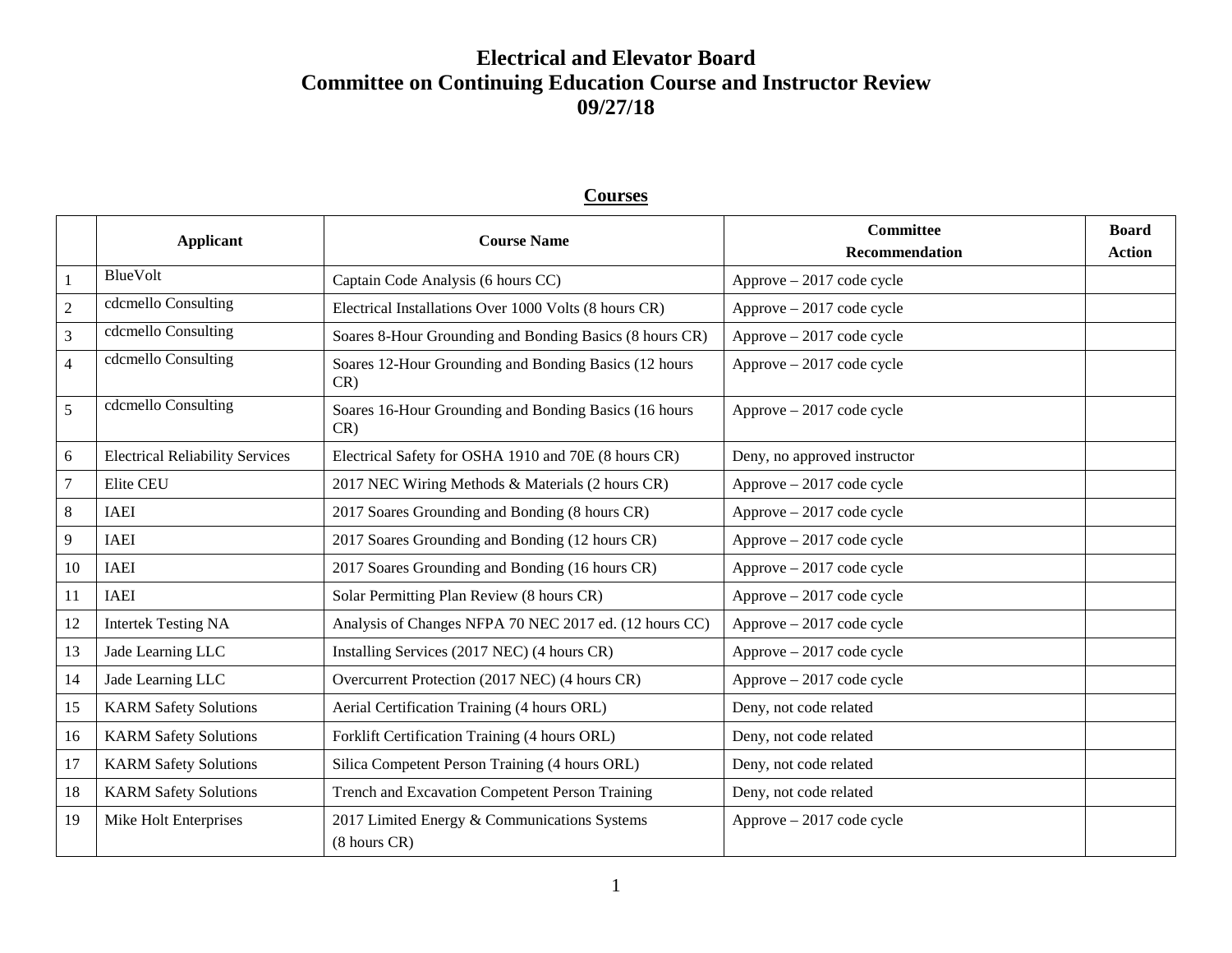# Electrical and Elevator Board
# Committee on Continuing Education Course and Instructor Review
# 09/27/18

## Courses

| | Applicant | Course Name | Committee Recommendation | Board Action |
|---|---|---|---|---|
| 1 | BlueVolt | Captain Code Analysis (6 hours CC) | Approve – 2017 code cycle | |
| 2 | cdcmello Consulting | Electrical Installations Over 1000 Volts (8 hours CR) | Approve – 2017 code cycle | |
| 3 | cdcmello Consulting | Soares 8-Hour Grounding and Bonding Basics (8 hours CR) | Approve – 2017 code cycle | |
| 4 | cdcmello Consulting | Soares 12-Hour Grounding and Bonding Basics (12 hours CR) | Approve – 2017 code cycle | |
| 5 | cdcmello Consulting | Soares 16-Hour Grounding and Bonding Basics (16 hours CR) | Approve – 2017 code cycle | |
| 6 | Electrical Reliability Services | Electrical Safety for OSHA 1910 and 70E (8 hours CR) | Deny, no approved instructor | |
| 7 | Elite CEU | 2017 NEC Wiring Methods & Materials (2 hours CR) | Approve – 2017 code cycle | |
| 8 | IAEI | 2017 Soares Grounding and Bonding (8 hours CR) | Approve – 2017 code cycle | |
| 9 | IAEI | 2017 Soares Grounding and Bonding (12 hours CR) | Approve – 2017 code cycle | |
| 10 | IAEI | 2017 Soares Grounding and Bonding (16 hours CR) | Approve – 2017 code cycle | |
| 11 | IAEI | Solar Permitting Plan Review (8 hours CR) | Approve – 2017 code cycle | |
| 12 | Intertek Testing NA | Analysis of Changes NFPA 70 NEC 2017 ed. (12 hours CC) | Approve – 2017 code cycle | |
| 13 | Jade Learning LLC | Installing Services (2017 NEC) (4 hours CR) | Approve – 2017 code cycle | |
| 14 | Jade Learning LLC | Overcurrent Protection (2017 NEC) (4 hours CR) | Approve – 2017 code cycle | |
| 15 | KARM Safety Solutions | Aerial Certification Training (4 hours ORL) | Deny, not code related | |
| 16 | KARM Safety Solutions | Forklift Certification Training (4 hours ORL) | Deny, not code related | |
| 17 | KARM Safety Solutions | Silica Competent Person Training (4 hours ORL) | Deny, not code related | |
| 18 | KARM Safety Solutions | Trench and Excavation Competent Person Training | Deny, not code related | |
| 19 | Mike Holt Enterprises | 2017 Limited Energy & Communications Systems (8 hours CR) | Approve – 2017 code cycle | |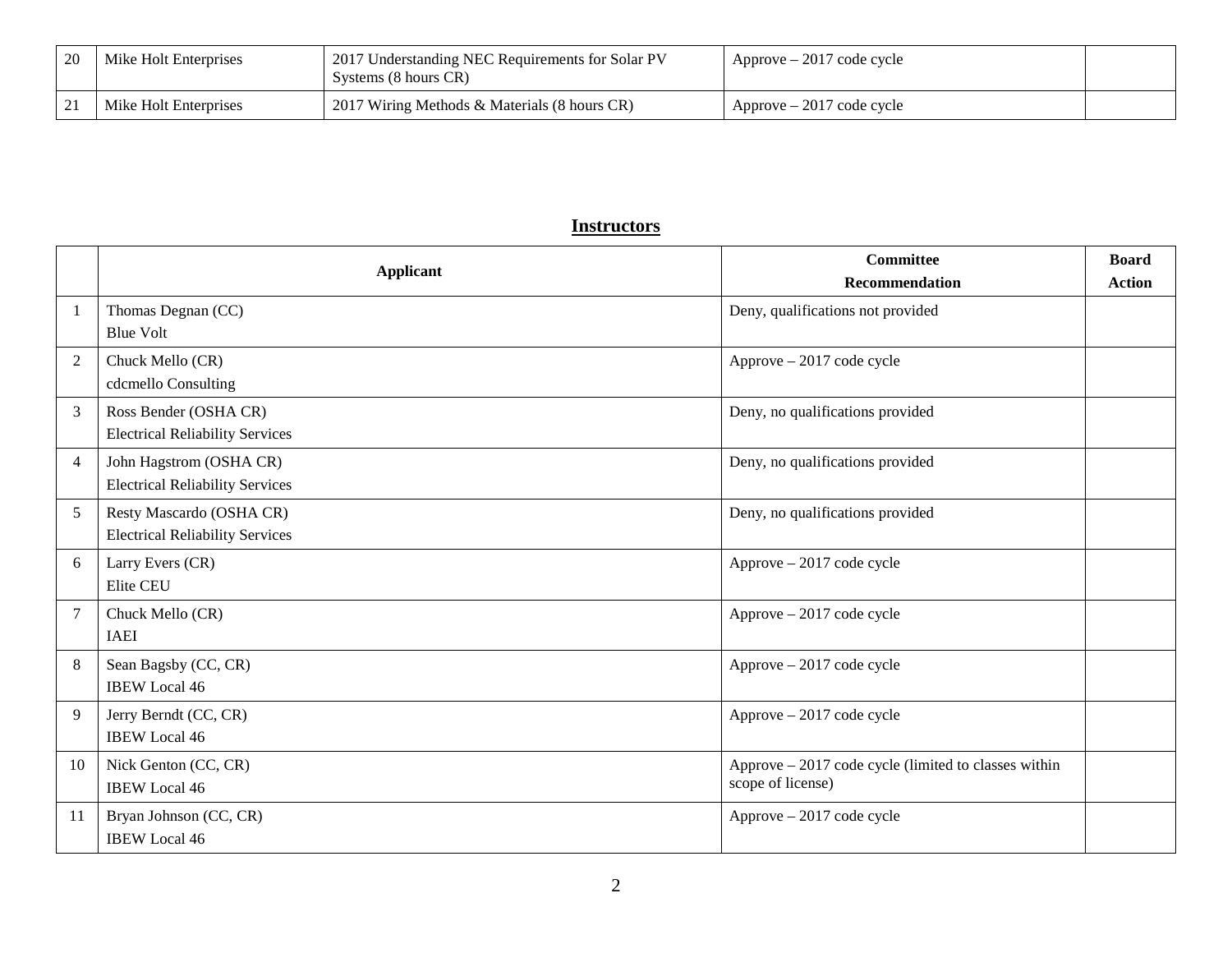| | | | | |
|---|---|---|---|---|
| 20 | Mike Holt Enterprises | 2017 Understanding NEC Requirements for Solar PV Systems (8 hours CR) | Approve – 2017 code cycle | |
| 21 | Mike Holt Enterprises | 2017 Wiring Methods & Materials (8 hours CR) | Approve – 2017 code cycle | |

## Instructors

| | Applicant | Committee Recommendation | Board Action |
|---|---|---|---|
| 1 | Thomas Degnan (CC)<br>Blue Volt | Deny, qualifications not provided | |
| 2 | Chuck Mello (CR)<br>cdcmello Consulting | Approve – 2017 code cycle | |
| 3 | Ross Bender (OSHA CR)<br>Electrical Reliability Services | Deny, no qualifications provided | |
| 4 | John Hagstrom (OSHA CR)<br>Electrical Reliability Services | Deny, no qualifications provided | |
| 5 | Resty Mascardo (OSHA CR)<br>Electrical Reliability Services | Deny, no qualifications provided | |
| 6 | Larry Evers (CR)<br>Elite CEU | Approve – 2017 code cycle | |
| 7 | Chuck Mello (CR)<br>IAEI | Approve – 2017 code cycle | |
| 8 | Sean Bagsby (CC, CR)<br>IBEW Local 46 | Approve – 2017 code cycle | |
| 9 | Jerry Berndt (CC, CR)<br>IBEW Local 46 | Approve – 2017 code cycle | |
| 10 | Nick Genton (CC, CR)<br>IBEW Local 46 | Approve – 2017 code cycle (limited to classes within scope of license) | |
| 11 | Bryan Johnson (CC, CR)<br>IBEW Local 46 | Approve – 2017 code cycle | |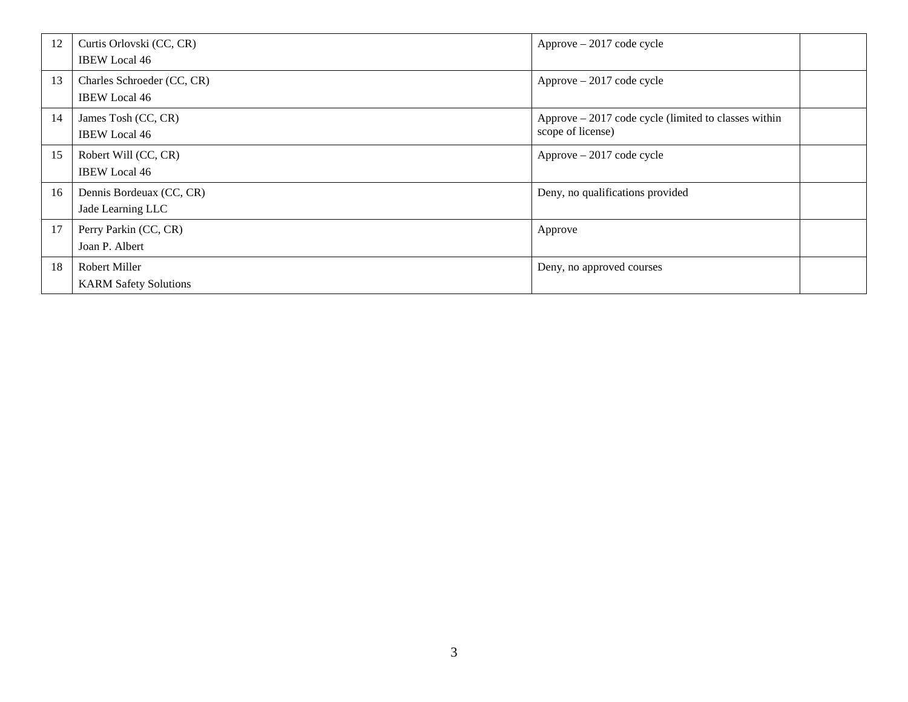| | | | |
|---|---|---|---|
| 12 | Curtis Orlovski (CC, CR)<br>IBEW Local 46 | Approve – 2017 code cycle | |
| 13 | Charles Schroeder (CC, CR)<br>IBEW Local 46 | Approve – 2017 code cycle | |
| 14 | James Tosh (CC, CR)<br>IBEW Local 46 | Approve – 2017 code cycle (limited to classes within scope of license) | |
| 15 | Robert Will (CC, CR)<br>IBEW Local 46 | Approve – 2017 code cycle | |
| 16 | Dennis Bordeuax (CC, CR)<br>Jade Learning LLC | Deny, no qualifications provided | |
| 17 | Perry Parkin (CC, CR)<br>Joan P. Albert | Approve | |
| 18 | Robert Miller<br>KARM Safety Solutions | Deny, no approved courses | |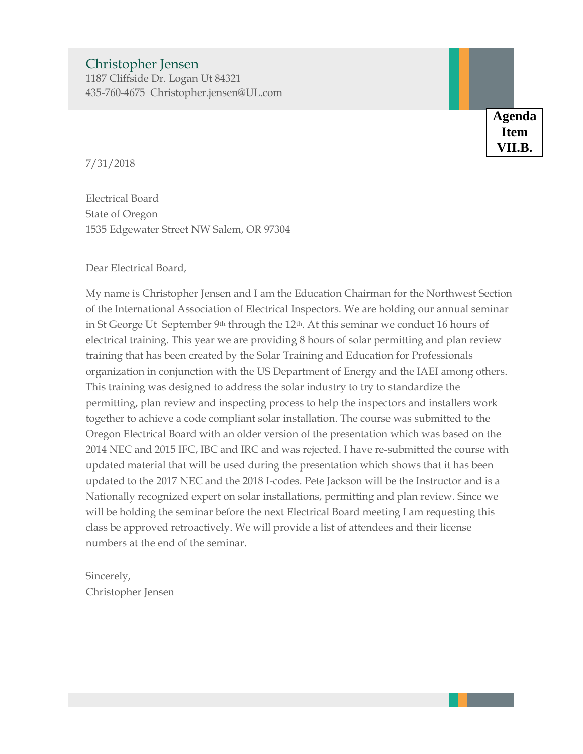Christopher Jensen
1187 Cliffside Dr. Logan Ut 84321
435-760-4675 Christopher.jensen@UL.com

**Agenda Item VII.B.**

7/31/2018

Electrical Board
State of Oregon
1535 Edgewater Street NW Salem, OR 97304

Dear Electrical Board,

My name is Christopher Jensen and I am the Education Chairman for the Northwest Section of the International Association of Electrical Inspectors. We are holding our annual seminar in St George Ut September 9th through the 12th. At this seminar we conduct 16 hours of electrical training. This year we are providing 8 hours of solar permitting and plan review training that has been created by the Solar Training and Education for Professionals organization in conjunction with the US Department of Energy and the IAEI among others. This training was designed to address the solar industry to try to standardize the permitting, plan review and inspecting process to help the inspectors and installers work together to achieve a code compliant solar installation. The course was submitted to the Oregon Electrical Board with an older version of the presentation which was based on the 2014 NEC and 2015 IFC, IBC and IRC and was rejected. I have re-submitted the course with updated material that will be used during the presentation which shows that it has been updated to the 2017 NEC and the 2018 I-codes. Pete Jackson will be the Instructor and is a Nationally recognized expert on solar installations, permitting and plan review. Since we will be holding the seminar before the next Electrical Board meeting I am requesting this class be approved retroactively. We will provide a list of attendees and their license numbers at the end of the seminar.

Sincerely,
Christopher Jensen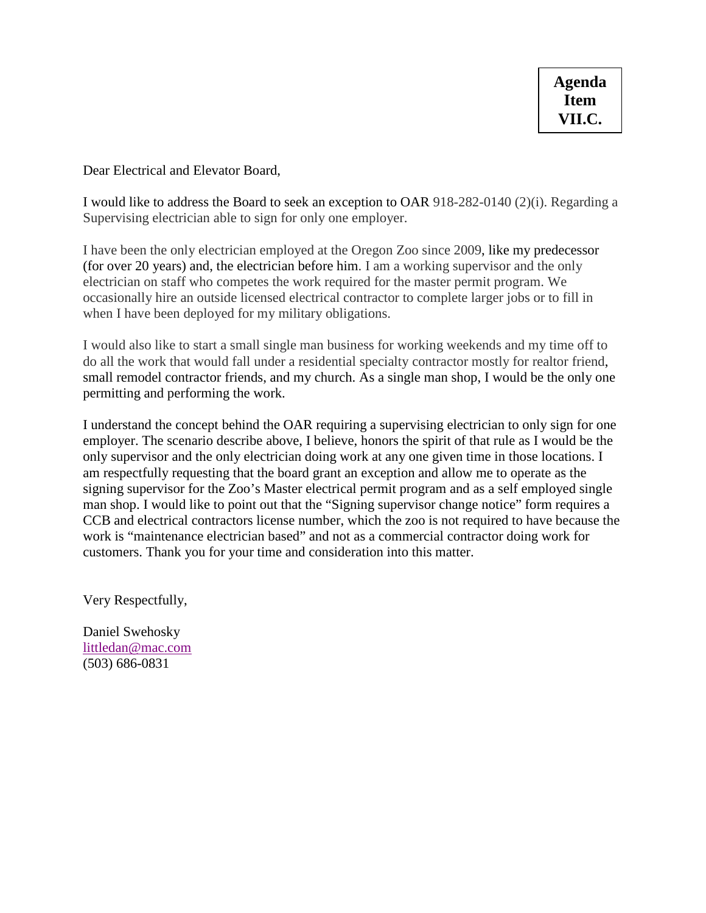**Agenda Item VII.C.**

Dear Electrical and Elevator Board,

I would like to address the Board to seek an exception to OAR 918-282-0140 (2)(i). Regarding a Supervising electrician able to sign for only one employer.

I have been the only electrician employed at the Oregon Zoo since 2009, like my predecessor (for over 20 years) and, the electrician before him. I am a working supervisor and the only electrician on staff who competes the work required for the master permit program. We occasionally hire an outside licensed electrical contractor to complete larger jobs or to fill in when I have been deployed for my military obligations.

I would also like to start a small single man business for working weekends and my time off to do all the work that would fall under a residential specialty contractor mostly for realtor friend, small remodel contractor friends, and my church. As a single man shop, I would be the only one permitting and performing the work.

I understand the concept behind the OAR requiring a supervising electrician to only sign for one employer. The scenario describe above, I believe, honors the spirit of that rule as I would be the only supervisor and the only electrician doing work at any one given time in those locations. I am respectfully requesting that the board grant an exception and allow me to operate as the signing supervisor for the Zoo's Master electrical permit program and as a self employed single man shop. I would like to point out that the "Signing supervisor change notice" form requires a CCB and electrical contractors license number, which the zoo is not required to have because the work is "maintenance electrician based" and not as a commercial contractor doing work for customers. Thank you for your time and consideration into this matter.

Very Respectfully,

Daniel Swehosky  
littledan@mac.com  
(503) 686-0831